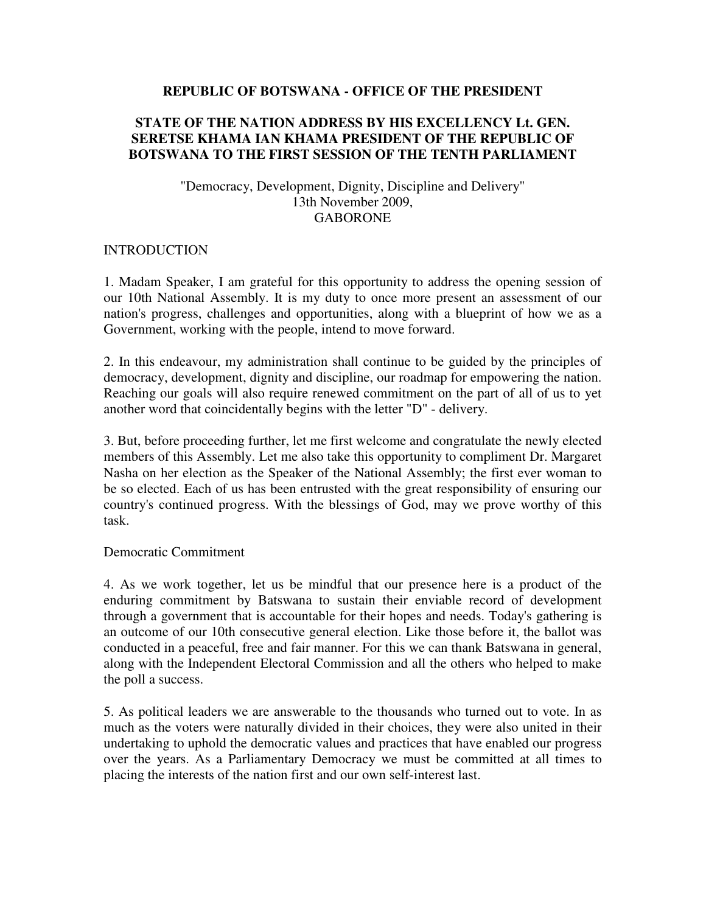# REPUBLIC OF BOTSWANA - OFFICE OF THE PRESIDENT

## STATE OF THE NATION ADDRESS BY HIS EXCELLENCY Lt. GEN. SERETSE KHAMA IAN KHAMA PRESIDENT OF THE REPUBLIC OF BOTSWANA TO THE FIRST SESSION OF THE TENTH PARLIAMENT

"Democracy, Development, Dignity, Discipline and Delivery"
13th November 2009,
GABORONE

### INTRODUCTION

1. Madam Speaker, I am grateful for this opportunity to address the opening session of our 10th National Assembly. It is my duty to once more present an assessment of our nation's progress, challenges and opportunities, along with a blueprint of how we as a Government, working with the people, intend to move forward.

2. In this endeavour, my administration shall continue to be guided by the principles of democracy, development, dignity and discipline, our roadmap for empowering the nation. Reaching our goals will also require renewed commitment on the part of all of us to yet another word that coincidentally begins with the letter "D" - delivery.

3. But, before proceeding further, let me first welcome and congratulate the newly elected members of this Assembly. Let me also take this opportunity to compliment Dr. Margaret Nasha on her election as the Speaker of the National Assembly; the first ever woman to be so elected. Each of us has been entrusted with the great responsibility of ensuring our country's continued progress. With the blessings of God, may we prove worthy of this task.

### Democratic Commitment

4. As we work together, let us be mindful that our presence here is a product of the enduring commitment by Batswana to sustain their enviable record of development through a government that is accountable for their hopes and needs. Today's gathering is an outcome of our 10th consecutive general election. Like those before it, the ballot was conducted in a peaceful, free and fair manner. For this we can thank Batswana in general, along with the Independent Electoral Commission and all the others who helped to make the poll a success.

5. As political leaders we are answerable to the thousands who turned out to vote. In as much as the voters were naturally divided in their choices, they were also united in their undertaking to uphold the democratic values and practices that have enabled our progress over the years. As a Parliamentary Democracy we must be committed at all times to placing the interests of the nation first and our own self-interest last.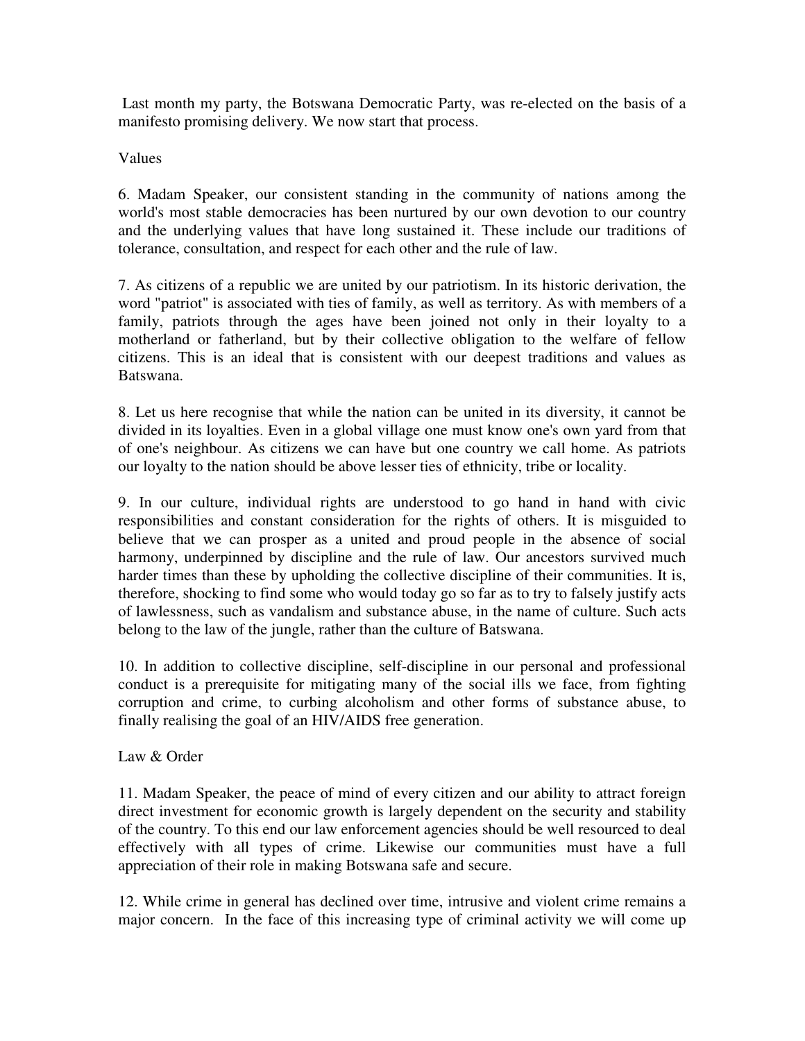Last month my party, the Botswana Democratic Party, was re-elected on the basis of a manifesto promising delivery. We now start that process.

## Values

6. Madam Speaker, our consistent standing in the community of nations among the world's most stable democracies has been nurtured by our own devotion to our country and the underlying values that have long sustained it. These include our traditions of tolerance, consultation, and respect for each other and the rule of law.

7. As citizens of a republic we are united by our patriotism. In its historic derivation, the word "patriot" is associated with ties of family, as well as territory. As with members of a family, patriots through the ages have been joined not only in their loyalty to a motherland or fatherland, but by their collective obligation to the welfare of fellow citizens. This is an ideal that is consistent with our deepest traditions and values as Batswana.

8. Let us here recognise that while the nation can be united in its diversity, it cannot be divided in its loyalties. Even in a global village one must know one's own yard from that of one's neighbour. As citizens we can have but one country we call home. As patriots our loyalty to the nation should be above lesser ties of ethnicity, tribe or locality.

9. In our culture, individual rights are understood to go hand in hand with civic responsibilities and constant consideration for the rights of others. It is misguided to believe that we can prosper as a united and proud people in the absence of social harmony, underpinned by discipline and the rule of law. Our ancestors survived much harder times than these by upholding the collective discipline of their communities. It is, therefore, shocking to find some who would today go so far as to try to falsely justify acts of lawlessness, such as vandalism and substance abuse, in the name of culture. Such acts belong to the law of the jungle, rather than the culture of Batswana.

10. In addition to collective discipline, self-discipline in our personal and professional conduct is a prerequisite for mitigating many of the social ills we face, from fighting corruption and crime, to curbing alcoholism and other forms of substance abuse, to finally realising the goal of an HIV/AIDS free generation.

## Law & Order

11. Madam Speaker, the peace of mind of every citizen and our ability to attract foreign direct investment for economic growth is largely dependent on the security and stability of the country. To this end our law enforcement agencies should be well resourced to deal effectively with all types of crime. Likewise our communities must have a full appreciation of their role in making Botswana safe and secure.

12. While crime in general has declined over time, intrusive and violent crime remains a major concern. In the face of this increasing type of criminal activity we will come up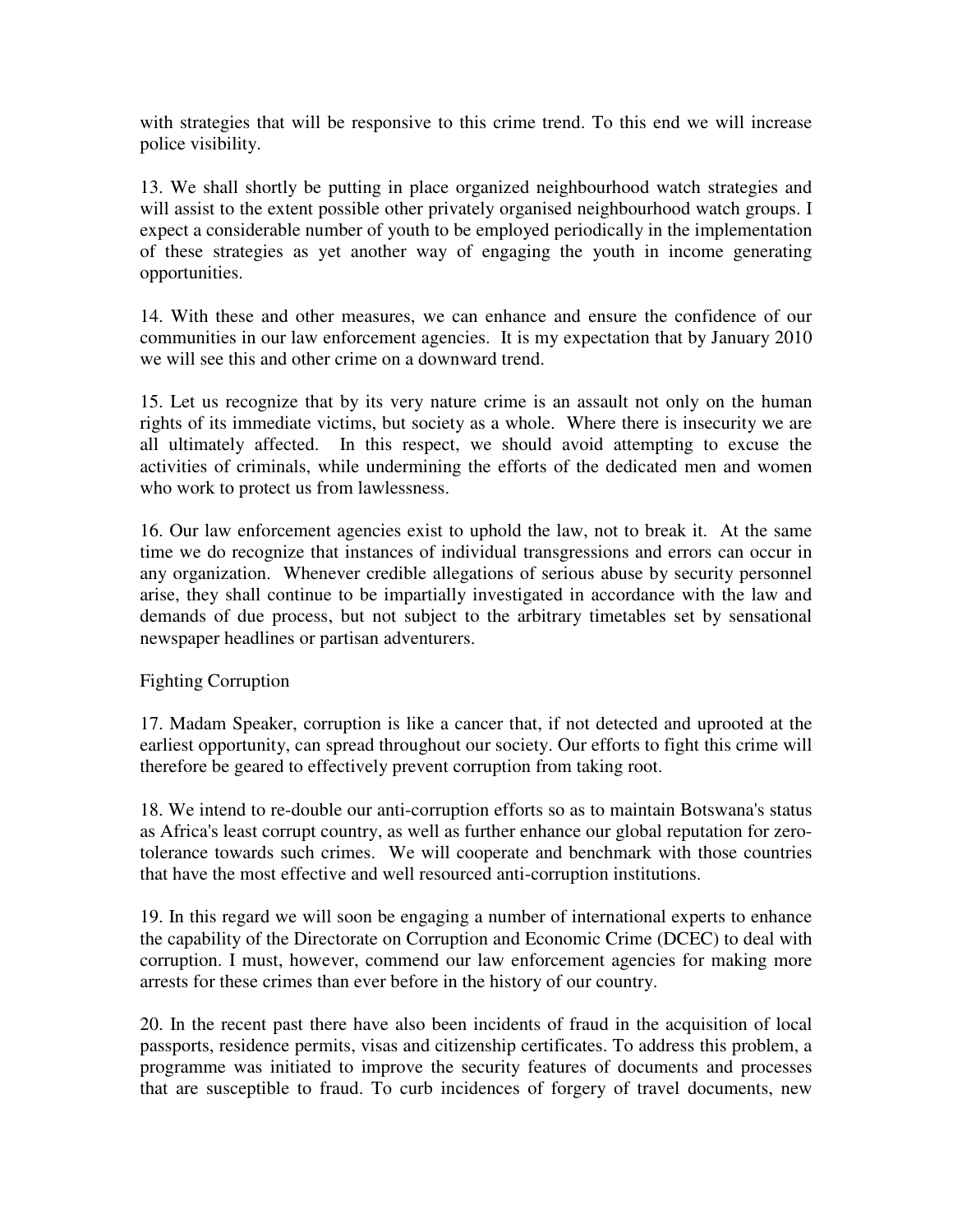with strategies that will be responsive to this crime trend. To this end we will increase police visibility.

13. We shall shortly be putting in place organized neighbourhood watch strategies and will assist to the extent possible other privately organised neighbourhood watch groups. I expect a considerable number of youth to be employed periodically in the implementation of these strategies as yet another way of engaging the youth in income generating opportunities.

14. With these and other measures, we can enhance and ensure the confidence of our communities in our law enforcement agencies. It is my expectation that by January 2010 we will see this and other crime on a downward trend.

15. Let us recognize that by its very nature crime is an assault not only on the human rights of its immediate victims, but society as a whole. Where there is insecurity we are all ultimately affected. In this respect, we should avoid attempting to excuse the activities of criminals, while undermining the efforts of the dedicated men and women who work to protect us from lawlessness.

16. Our law enforcement agencies exist to uphold the law, not to break it. At the same time we do recognize that instances of individual transgressions and errors can occur in any organization. Whenever credible allegations of serious abuse by security personnel arise, they shall continue to be impartially investigated in accordance with the law and demands of due process, but not subject to the arbitrary timetables set by sensational newspaper headlines or partisan adventurers.

## Fighting Corruption

17. Madam Speaker, corruption is like a cancer that, if not detected and uprooted at the earliest opportunity, can spread throughout our society. Our efforts to fight this crime will therefore be geared to effectively prevent corruption from taking root.

18. We intend to re-double our anti-corruption efforts so as to maintain Botswana's status as Africa's least corrupt country, as well as further enhance our global reputation for zero-tolerance towards such crimes. We will cooperate and benchmark with those countries that have the most effective and well resourced anti-corruption institutions.

19. In this regard we will soon be engaging a number of international experts to enhance the capability of the Directorate on Corruption and Economic Crime (DCEC) to deal with corruption. I must, however, commend our law enforcement agencies for making more arrests for these crimes than ever before in the history of our country.

20. In the recent past there have also been incidents of fraud in the acquisition of local passports, residence permits, visas and citizenship certificates. To address this problem, a programme was initiated to improve the security features of documents and processes that are susceptible to fraud. To curb incidences of forgery of travel documents, new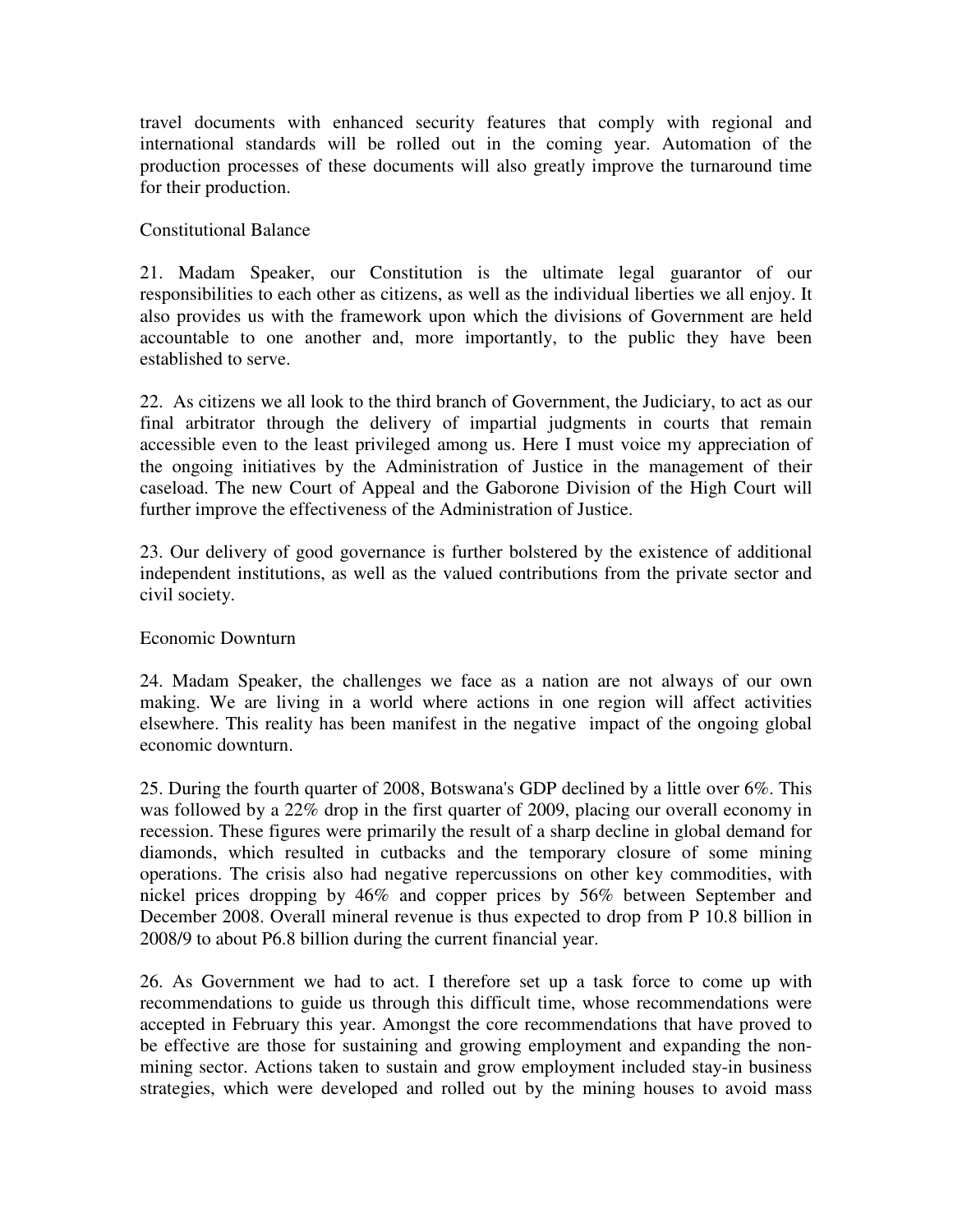travel documents with enhanced security features that comply with regional and international standards will be rolled out in the coming year. Automation of the production processes of these documents will also greatly improve the turnaround time for their production.

## Constitutional Balance

21. Madam Speaker, our Constitution is the ultimate legal guarantor of our responsibilities to each other as citizens, as well as the individual liberties we all enjoy. It also provides us with the framework upon which the divisions of Government are held accountable to one another and, more importantly, to the public they have been established to serve.

22. As citizens we all look to the third branch of Government, the Judiciary, to act as our final arbitrator through the delivery of impartial judgments in courts that remain accessible even to the least privileged among us. Here I must voice my appreciation of the ongoing initiatives by the Administration of Justice in the management of their caseload. The new Court of Appeal and the Gaborone Division of the High Court will further improve the effectiveness of the Administration of Justice.

23. Our delivery of good governance is further bolstered by the existence of additional independent institutions, as well as the valued contributions from the private sector and civil society.

## Economic Downturn

24. Madam Speaker, the challenges we face as a nation are not always of our own making. We are living in a world where actions in one region will affect activities elsewhere. This reality has been manifest in the negative impact of the ongoing global economic downturn.

25. During the fourth quarter of 2008, Botswana's GDP declined by a little over 6%. This was followed by a 22% drop in the first quarter of 2009, placing our overall economy in recession. These figures were primarily the result of a sharp decline in global demand for diamonds, which resulted in cutbacks and the temporary closure of some mining operations. The crisis also had negative repercussions on other key commodities, with nickel prices dropping by 46% and copper prices by 56% between September and December 2008. Overall mineral revenue is thus expected to drop from P 10.8 billion in 2008/9 to about P6.8 billion during the current financial year.

26. As Government we had to act. I therefore set up a task force to come up with recommendations to guide us through this difficult time, whose recommendations were accepted in February this year. Amongst the core recommendations that have proved to be effective are those for sustaining and growing employment and expanding the non-mining sector. Actions taken to sustain and grow employment included stay-in business strategies, which were developed and rolled out by the mining houses to avoid mass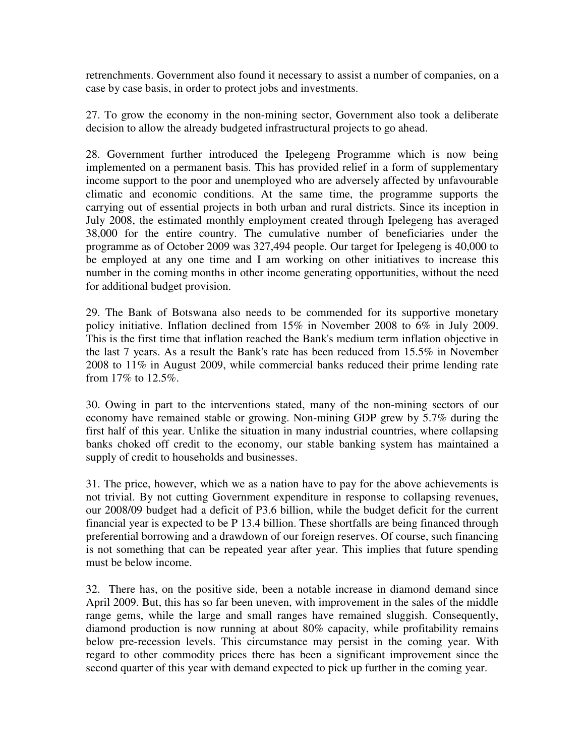retrenchments. Government also found it necessary to assist a number of companies, on a case by case basis, in order to protect jobs and investments.

27. To grow the economy in the non-mining sector, Government also took a deliberate decision to allow the already budgeted infrastructural projects to go ahead.

28. Government further introduced the Ipelegeng Programme which is now being implemented on a permanent basis. This has provided relief in a form of supplementary income support to the poor and unemployed who are adversely affected by unfavourable climatic and economic conditions. At the same time, the programme supports the carrying out of essential projects in both urban and rural districts. Since its inception in July 2008, the estimated monthly employment created through Ipelegeng has averaged 38,000 for the entire country. The cumulative number of beneficiaries under the programme as of October 2009 was 327,494 people. Our target for Ipelegeng is 40,000 to be employed at any one time and I am working on other initiatives to increase this number in the coming months in other income generating opportunities, without the need for additional budget provision.

29. The Bank of Botswana also needs to be commended for its supportive monetary policy initiative. Inflation declined from 15% in November 2008 to 6% in July 2009. This is the first time that inflation reached the Bank's medium term inflation objective in the last 7 years. As a result the Bank's rate has been reduced from 15.5% in November 2008 to 11% in August 2009, while commercial banks reduced their prime lending rate from 17% to 12.5%.

30. Owing in part to the interventions stated, many of the non-mining sectors of our economy have remained stable or growing. Non-mining GDP grew by 5.7% during the first half of this year. Unlike the situation in many industrial countries, where collapsing banks choked off credit to the economy, our stable banking system has maintained a supply of credit to households and businesses.

31. The price, however, which we as a nation have to pay for the above achievements is not trivial. By not cutting Government expenditure in response to collapsing revenues, our 2008/09 budget had a deficit of P3.6 billion, while the budget deficit for the current financial year is expected to be P 13.4 billion. These shortfalls are being financed through preferential borrowing and a drawdown of our foreign reserves. Of course, such financing is not something that can be repeated year after year. This implies that future spending must be below income.

32. There has, on the positive side, been a notable increase in diamond demand since April 2009. But, this has so far been uneven, with improvement in the sales of the middle range gems, while the large and small ranges have remained sluggish. Consequently, diamond production is now running at about 80% capacity, while profitability remains below pre-recession levels. This circumstance may persist in the coming year. With regard to other commodity prices there has been a significant improvement since the second quarter of this year with demand expected to pick up further in the coming year.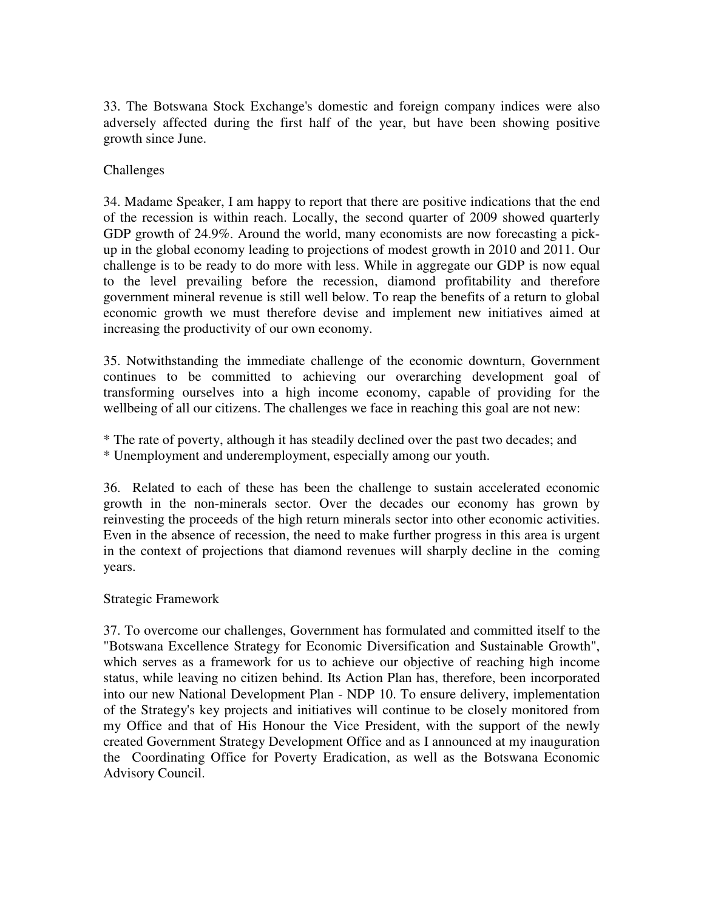33. The Botswana Stock Exchange's domestic and foreign company indices were also adversely affected during the first half of the year, but have been showing positive growth since June.

## Challenges

34. Madame Speaker, I am happy to report that there are positive indications that the end of the recession is within reach. Locally, the second quarter of 2009 showed quarterly GDP growth of 24.9%. Around the world, many economists are now forecasting a pick-up in the global economy leading to projections of modest growth in 2010 and 2011. Our challenge is to be ready to do more with less. While in aggregate our GDP is now equal to the level prevailing before the recession, diamond profitability and therefore government mineral revenue is still well below. To reap the benefits of a return to global economic growth we must therefore devise and implement new initiatives aimed at increasing the productivity of our own economy.

35. Notwithstanding the immediate challenge of the economic downturn, Government continues to be committed to achieving our overarching development goal of transforming ourselves into a high income economy, capable of providing for the wellbeing of all our citizens. The challenges we face in reaching this goal are not new:

* The rate of poverty, although it has steadily declined over the past two decades; and
* Unemployment and underemployment, especially among our youth.

36. Related to each of these has been the challenge to sustain accelerated economic growth in the non-minerals sector. Over the decades our economy has grown by reinvesting the proceeds of the high return minerals sector into other economic activities. Even in the absence of recession, the need to make further progress in this area is urgent in the context of projections that diamond revenues will sharply decline in the coming years.

## Strategic Framework

37. To overcome our challenges, Government has formulated and committed itself to the "Botswana Excellence Strategy for Economic Diversification and Sustainable Growth", which serves as a framework for us to achieve our objective of reaching high income status, while leaving no citizen behind. Its Action Plan has, therefore, been incorporated into our new National Development Plan - NDP 10. To ensure delivery, implementation of the Strategy's key projects and initiatives will continue to be closely monitored from my Office and that of His Honour the Vice President, with the support of the newly created Government Strategy Development Office and as I announced at my inauguration the Coordinating Office for Poverty Eradication, as well as the Botswana Economic Advisory Council.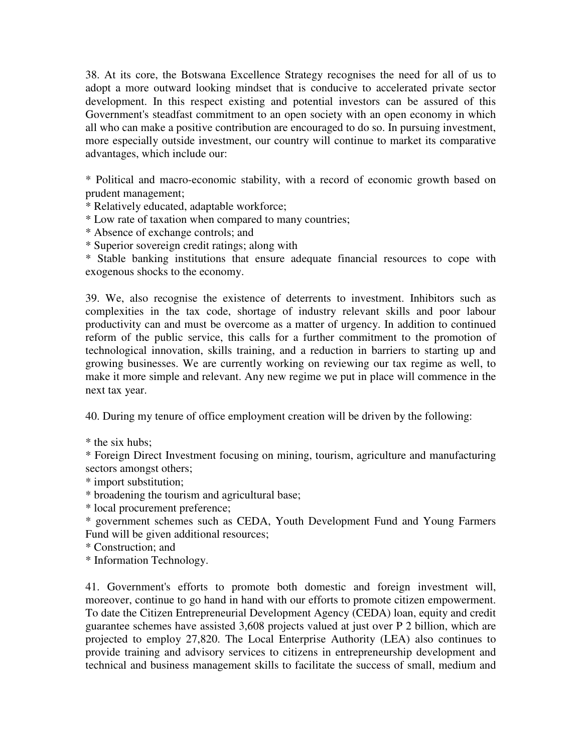38. At its core, the Botswana Excellence Strategy recognises the need for all of us to adopt a more outward looking mindset that is conducive to accelerated private sector development. In this respect existing and potential investors can be assured of this Government's steadfast commitment to an open society with an open economy in which all who can make a positive contribution are encouraged to do so. In pursuing investment, more especially outside investment, our country will continue to market its comparative advantages, which include our:

* Political and macro-economic stability, with a record of economic growth based on prudent management;
* Relatively educated, adaptable workforce;
* Low rate of taxation when compared to many countries;
* Absence of exchange controls; and
* Superior sovereign credit ratings; along with
* Stable banking institutions that ensure adequate financial resources to cope with exogenous shocks to the economy.

39. We, also recognise the existence of deterrents to investment. Inhibitors such as complexities in the tax code, shortage of industry relevant skills and poor labour productivity can and must be overcome as a matter of urgency. In addition to continued reform of the public service, this calls for a further commitment to the promotion of technological innovation, skills training, and a reduction in barriers to starting up and growing businesses. We are currently working on reviewing our tax regime as well, to make it more simple and relevant. Any new regime we put in place will commence in the next tax year.

40. During my tenure of office employment creation will be driven by the following:

* the six hubs;
* Foreign Direct Investment focusing on mining, tourism, agriculture and manufacturing sectors amongst others;
* import substitution;
* broadening the tourism and agricultural base;
* local procurement preference;
* government schemes such as CEDA, Youth Development Fund and Young Farmers Fund will be given additional resources;
* Construction; and
* Information Technology.

41. Government's efforts to promote both domestic and foreign investment will, moreover, continue to go hand in hand with our efforts to promote citizen empowerment. To date the Citizen Entrepreneurial Development Agency (CEDA) loan, equity and credit guarantee schemes have assisted 3,608 projects valued at just over P 2 billion, which are projected to employ 27,820. The Local Enterprise Authority (LEA) also continues to provide training and advisory services to citizens in entrepreneurship development and technical and business management skills to facilitate the success of small, medium and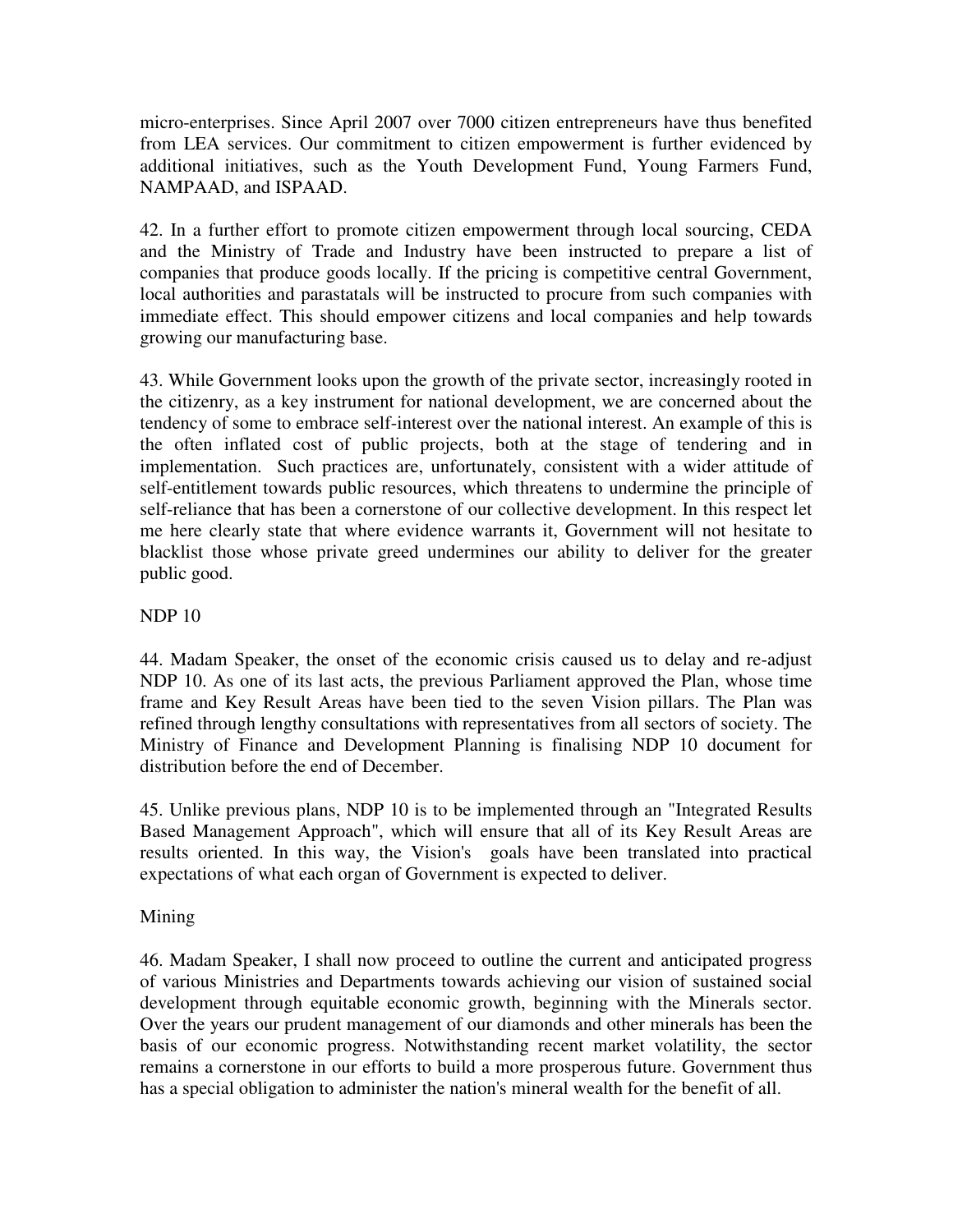micro-enterprises. Since April 2007 over 7000 citizen entrepreneurs have thus benefited from LEA services. Our commitment to citizen empowerment is further evidenced by additional initiatives, such as the Youth Development Fund, Young Farmers Fund, NAMPAAD, and ISPAAD.

42. In a further effort to promote citizen empowerment through local sourcing, CEDA and the Ministry of Trade and Industry have been instructed to prepare a list of companies that produce goods locally. If the pricing is competitive central Government, local authorities and parastatals will be instructed to procure from such companies with immediate effect. This should empower citizens and local companies and help towards growing our manufacturing base.

43. While Government looks upon the growth of the private sector, increasingly rooted in the citizenry, as a key instrument for national development, we are concerned about the tendency of some to embrace self-interest over the national interest. An example of this is the often inflated cost of public projects, both at the stage of tendering and in implementation. Such practices are, unfortunately, consistent with a wider attitude of self-entitlement towards public resources, which threatens to undermine the principle of self-reliance that has been a cornerstone of our collective development. In this respect let me here clearly state that where evidence warrants it, Government will not hesitate to blacklist those whose private greed undermines our ability to deliver for the greater public good.

## NDP 10

44. Madam Speaker, the onset of the economic crisis caused us to delay and re-adjust NDP 10. As one of its last acts, the previous Parliament approved the Plan, whose time frame and Key Result Areas have been tied to the seven Vision pillars. The Plan was refined through lengthy consultations with representatives from all sectors of society. The Ministry of Finance and Development Planning is finalising NDP 10 document for distribution before the end of December.

45. Unlike previous plans, NDP 10 is to be implemented through an "Integrated Results Based Management Approach", which will ensure that all of its Key Result Areas are results oriented. In this way, the Vision's goals have been translated into practical expectations of what each organ of Government is expected to deliver.

## Mining

46. Madam Speaker, I shall now proceed to outline the current and anticipated progress of various Ministries and Departments towards achieving our vision of sustained social development through equitable economic growth, beginning with the Minerals sector. Over the years our prudent management of our diamonds and other minerals has been the basis of our economic progress. Notwithstanding recent market volatility, the sector remains a cornerstone in our efforts to build a more prosperous future. Government thus has a special obligation to administer the nation's mineral wealth for the benefit of all.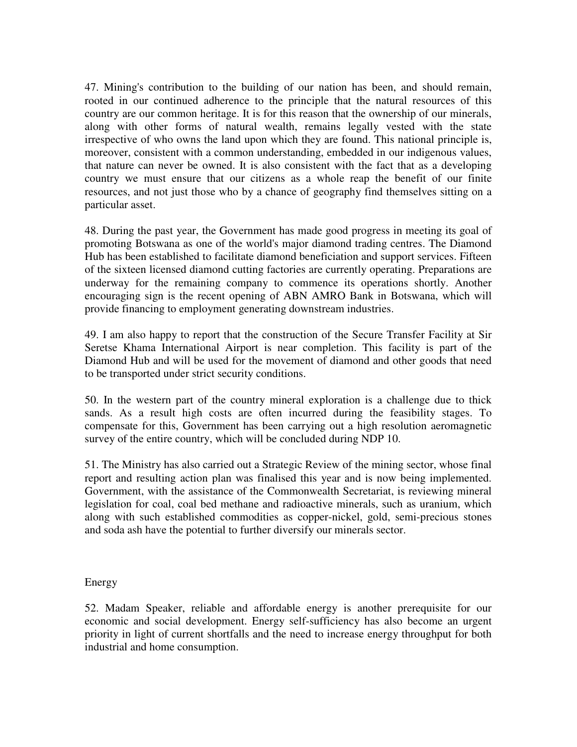47. Mining's contribution to the building of our nation has been, and should remain, rooted in our continued adherence to the principle that the natural resources of this country are our common heritage. It is for this reason that the ownership of our minerals, along with other forms of natural wealth, remains legally vested with the state irrespective of who owns the land upon which they are found. This national principle is, moreover, consistent with a common understanding, embedded in our indigenous values, that nature can never be owned. It is also consistent with the fact that as a developing country we must ensure that our citizens as a whole reap the benefit of our finite resources, and not just those who by a chance of geography find themselves sitting on a particular asset.

48. During the past year, the Government has made good progress in meeting its goal of promoting Botswana as one of the world's major diamond trading centres. The Diamond Hub has been established to facilitate diamond beneficiation and support services. Fifteen of the sixteen licensed diamond cutting factories are currently operating. Preparations are underway for the remaining company to commence its operations shortly. Another encouraging sign is the recent opening of ABN AMRO Bank in Botswana, which will provide financing to employment generating downstream industries.

49. I am also happy to report that the construction of the Secure Transfer Facility at Sir Seretse Khama International Airport is near completion. This facility is part of the Diamond Hub and will be used for the movement of diamond and other goods that need to be transported under strict security conditions.

50. In the western part of the country mineral exploration is a challenge due to thick sands. As a result high costs are often incurred during the feasibility stages. To compensate for this, Government has been carrying out a high resolution aeromagnetic survey of the entire country, which will be concluded during NDP 10.

51. The Ministry has also carried out a Strategic Review of the mining sector, whose final report and resulting action plan was finalised this year and is now being implemented. Government, with the assistance of the Commonwealth Secretariat, is reviewing mineral legislation for coal, coal bed methane and radioactive minerals, such as uranium, which along with such established commodities as copper-nickel, gold, semi-precious stones and soda ash have the potential to further diversify our minerals sector.

## Energy

52. Madam Speaker, reliable and affordable energy is another prerequisite for our economic and social development. Energy self-sufficiency has also become an urgent priority in light of current shortfalls and the need to increase energy throughput for both industrial and home consumption.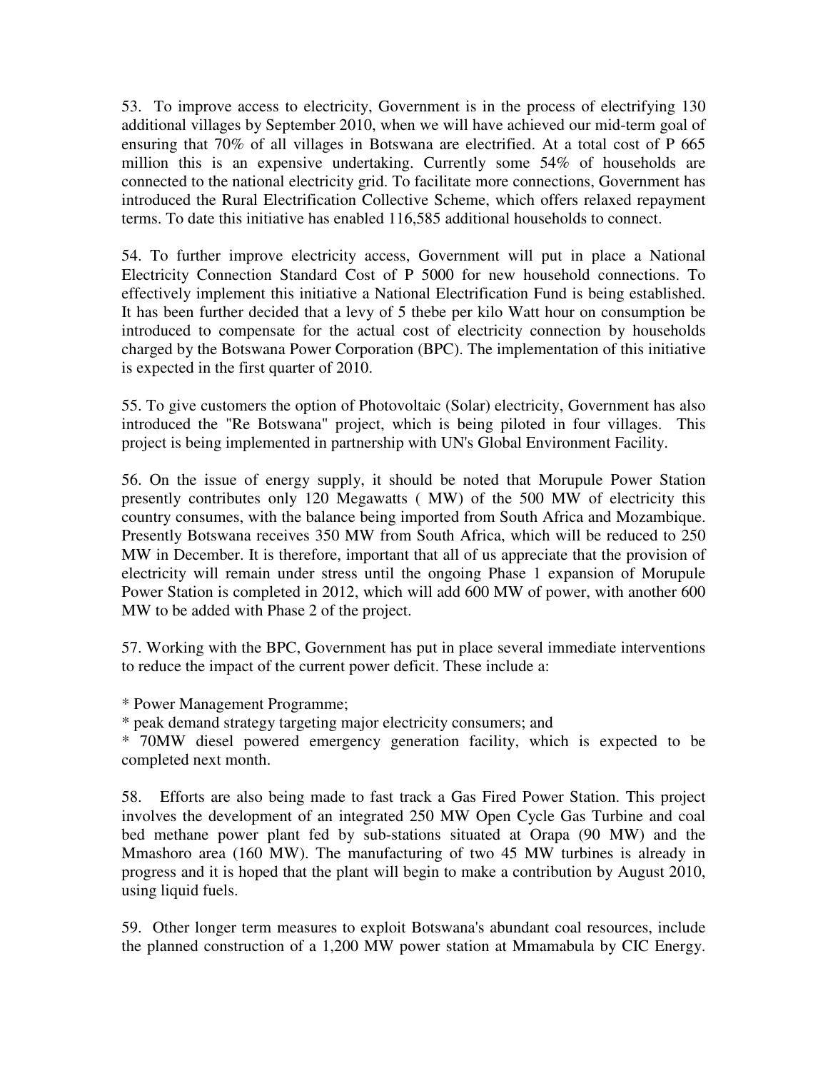53. To improve access to electricity, Government is in the process of electrifying 130 additional villages by September 2010, when we will have achieved our mid-term goal of ensuring that 70% of all villages in Botswana are electrified. At a total cost of P 665 million this is an expensive undertaking. Currently some 54% of households are connected to the national electricity grid. To facilitate more connections, Government has introduced the Rural Electrification Collective Scheme, which offers relaxed repayment terms. To date this initiative has enabled 116,585 additional households to connect.

54. To further improve electricity access, Government will put in place a National Electricity Connection Standard Cost of P 5000 for new household connections. To effectively implement this initiative a National Electrification Fund is being established. It has been further decided that a levy of 5 thebe per kilo Watt hour on consumption be introduced to compensate for the actual cost of electricity connection by households charged by the Botswana Power Corporation (BPC). The implementation of this initiative is expected in the first quarter of 2010.

55. To give customers the option of Photovoltaic (Solar) electricity, Government has also introduced the "Re Botswana" project, which is being piloted in four villages. This project is being implemented in partnership with UN's Global Environment Facility.

56. On the issue of energy supply, it should be noted that Morupule Power Station presently contributes only 120 Megawatts ( MW) of the 500 MW of electricity this country consumes, with the balance being imported from South Africa and Mozambique. Presently Botswana receives 350 MW from South Africa, which will be reduced to 250 MW in December. It is therefore, important that all of us appreciate that the provision of electricity will remain under stress until the ongoing Phase 1 expansion of Morupule Power Station is completed in 2012, which will add 600 MW of power, with another 600 MW to be added with Phase 2 of the project.

57. Working with the BPC, Government has put in place several immediate interventions to reduce the impact of the current power deficit. These include a:

* Power Management Programme;
* peak demand strategy targeting major electricity consumers; and
* 70MW diesel powered emergency generation facility, which is expected to be completed next month.

58. Efforts are also being made to fast track a Gas Fired Power Station. This project involves the development of an integrated 250 MW Open Cycle Gas Turbine and coal bed methane power plant fed by sub-stations situated at Orapa (90 MW) and the Mmashoro area (160 MW). The manufacturing of two 45 MW turbines is already in progress and it is hoped that the plant will begin to make a contribution by August 2010, using liquid fuels.

59. Other longer term measures to exploit Botswana's abundant coal resources, include the planned construction of a 1,200 MW power station at Mmamabula by CIC Energy.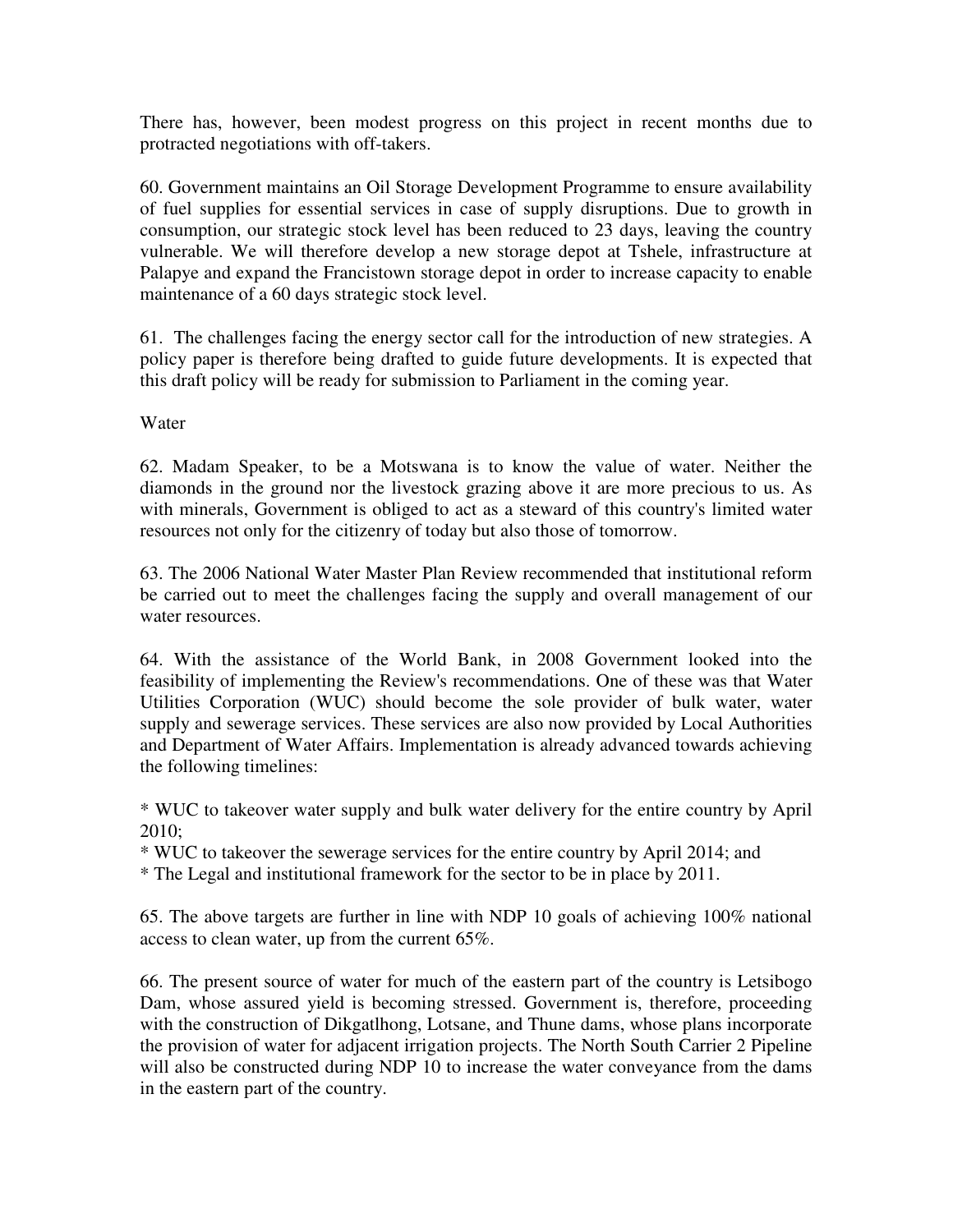There has, however, been modest progress on this project in recent months due to protracted negotiations with off-takers.

60. Government maintains an Oil Storage Development Programme to ensure availability of fuel supplies for essential services in case of supply disruptions. Due to growth in consumption, our strategic stock level has been reduced to 23 days, leaving the country vulnerable. We will therefore develop a new storage depot at Tshele, infrastructure at Palapye and expand the Francistown storage depot in order to increase capacity to enable maintenance of a 60 days strategic stock level.

61. The challenges facing the energy sector call for the introduction of new strategies. A policy paper is therefore being drafted to guide future developments. It is expected that this draft policy will be ready for submission to Parliament in the coming year.

Water

62. Madam Speaker, to be a Motswana is to know the value of water. Neither the diamonds in the ground nor the livestock grazing above it are more precious to us. As with minerals, Government is obliged to act as a steward of this country's limited water resources not only for the citizenry of today but also those of tomorrow.

63. The 2006 National Water Master Plan Review recommended that institutional reform be carried out to meet the challenges facing the supply and overall management of our water resources.

64. With the assistance of the World Bank, in 2008 Government looked into the feasibility of implementing the Review's recommendations. One of these was that Water Utilities Corporation (WUC) should become the sole provider of bulk water, water supply and sewerage services. These services are also now provided by Local Authorities and Department of Water Affairs. Implementation is already advanced towards achieving the following timelines:

* WUC to takeover water supply and bulk water delivery for the entire country by April 2010;
* WUC to takeover the sewerage services for the entire country by April 2014; and
* The Legal and institutional framework for the sector to be in place by 2011.

65. The above targets are further in line with NDP 10 goals of achieving 100% national access to clean water, up from the current 65%.

66. The present source of water for much of the eastern part of the country is Letsibogo Dam, whose assured yield is becoming stressed. Government is, therefore, proceeding with the construction of Dikgatlhong, Lotsane, and Thune dams, whose plans incorporate the provision of water for adjacent irrigation projects. The North South Carrier 2 Pipeline will also be constructed during NDP 10 to increase the water conveyance from the dams in the eastern part of the country.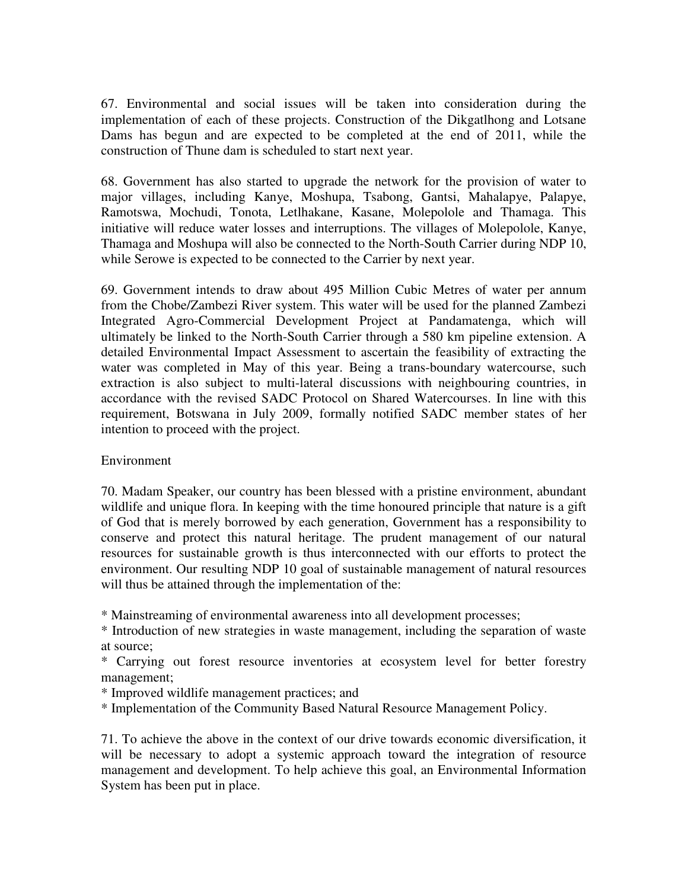67. Environmental and social issues will be taken into consideration during the implementation of each of these projects. Construction of the Dikgatlhong and Lotsane Dams has begun and are expected to be completed at the end of 2011, while the construction of Thune dam is scheduled to start next year.

68. Government has also started to upgrade the network for the provision of water to major villages, including Kanye, Moshupa, Tsabong, Gantsi, Mahalapye, Palapye, Ramotswa, Mochudi, Tonota, Letlhakane, Kasane, Molepolole and Thamaga. This initiative will reduce water losses and interruptions. The villages of Molepolole, Kanye, Thamaga and Moshupa will also be connected to the North-South Carrier during NDP 10, while Serowe is expected to be connected to the Carrier by next year.

69. Government intends to draw about 495 Million Cubic Metres of water per annum from the Chobe/Zambezi River system. This water will be used for the planned Zambezi Integrated Agro-Commercial Development Project at Pandamatenga, which will ultimately be linked to the North-South Carrier through a 580 km pipeline extension. A detailed Environmental Impact Assessment to ascertain the feasibility of extracting the water was completed in May of this year. Being a trans-boundary watercourse, such extraction is also subject to multi-lateral discussions with neighbouring countries, in accordance with the revised SADC Protocol on Shared Watercourses. In line with this requirement, Botswana in July 2009, formally notified SADC member states of her intention to proceed with the project.

Environment

70. Madam Speaker, our country has been blessed with a pristine environment, abundant wildlife and unique flora. In keeping with the time honoured principle that nature is a gift of God that is merely borrowed by each generation, Government has a responsibility to conserve and protect this natural heritage. The prudent management of our natural resources for sustainable growth is thus interconnected with our efforts to protect the environment. Our resulting NDP 10 goal of sustainable management of natural resources will thus be attained through the implementation of the:

* Mainstreaming of environmental awareness into all development processes;
* Introduction of new strategies in waste management, including the separation of waste at source;
* Carrying out forest resource inventories at ecosystem level for better forestry management;
* Improved wildlife management practices; and
* Implementation of the Community Based Natural Resource Management Policy.

71. To achieve the above in the context of our drive towards economic diversification, it will be necessary to adopt a systemic approach toward the integration of resource management and development. To help achieve this goal, an Environmental Information System has been put in place.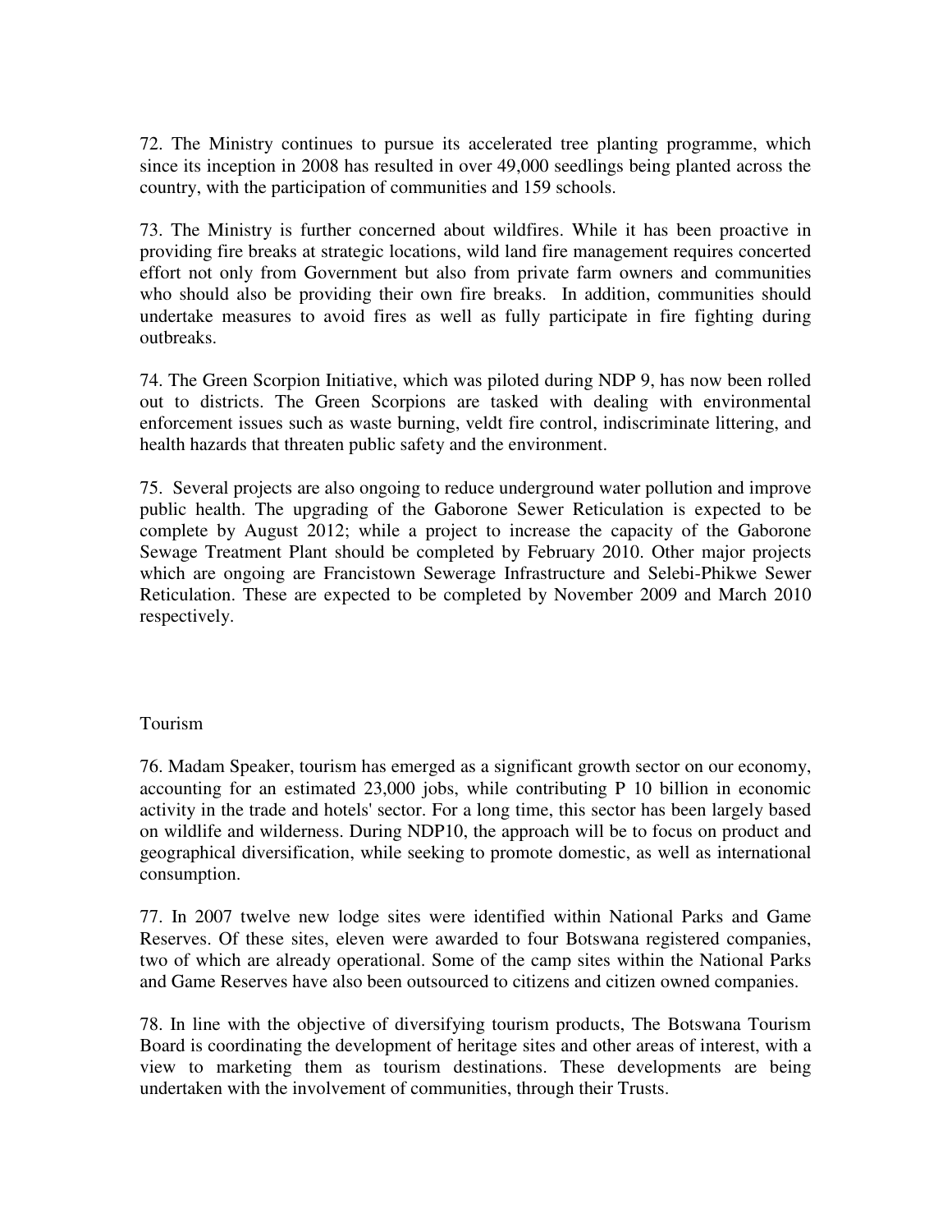72. The Ministry continues to pursue its accelerated tree planting programme, which since its inception in 2008 has resulted in over 49,000 seedlings being planted across the country, with the participation of communities and 159 schools.

73. The Ministry is further concerned about wildfires. While it has been proactive in providing fire breaks at strategic locations, wild land fire management requires concerted effort not only from Government but also from private farm owners and communities who should also be providing their own fire breaks. In addition, communities should undertake measures to avoid fires as well as fully participate in fire fighting during outbreaks.

74. The Green Scorpion Initiative, which was piloted during NDP 9, has now been rolled out to districts. The Green Scorpions are tasked with dealing with environmental enforcement issues such as waste burning, veldt fire control, indiscriminate littering, and health hazards that threaten public safety and the environment.

75. Several projects are also ongoing to reduce underground water pollution and improve public health. The upgrading of the Gaborone Sewer Reticulation is expected to be complete by August 2012; while a project to increase the capacity of the Gaborone Sewage Treatment Plant should be completed by February 2010. Other major projects which are ongoing are Francistown Sewerage Infrastructure and Selebi-Phikwe Sewer Reticulation. These are expected to be completed by November 2009 and March 2010 respectively.

## Tourism

76. Madam Speaker, tourism has emerged as a significant growth sector on our economy, accounting for an estimated 23,000 jobs, while contributing P 10 billion in economic activity in the trade and hotels' sector. For a long time, this sector has been largely based on wildlife and wilderness. During NDP10, the approach will be to focus on product and geographical diversification, while seeking to promote domestic, as well as international consumption.

77. In 2007 twelve new lodge sites were identified within National Parks and Game Reserves. Of these sites, eleven were awarded to four Botswana registered companies, two of which are already operational. Some of the camp sites within the National Parks and Game Reserves have also been outsourced to citizens and citizen owned companies.

78. In line with the objective of diversifying tourism products, The Botswana Tourism Board is coordinating the development of heritage sites and other areas of interest, with a view to marketing them as tourism destinations. These developments are being undertaken with the involvement of communities, through their Trusts.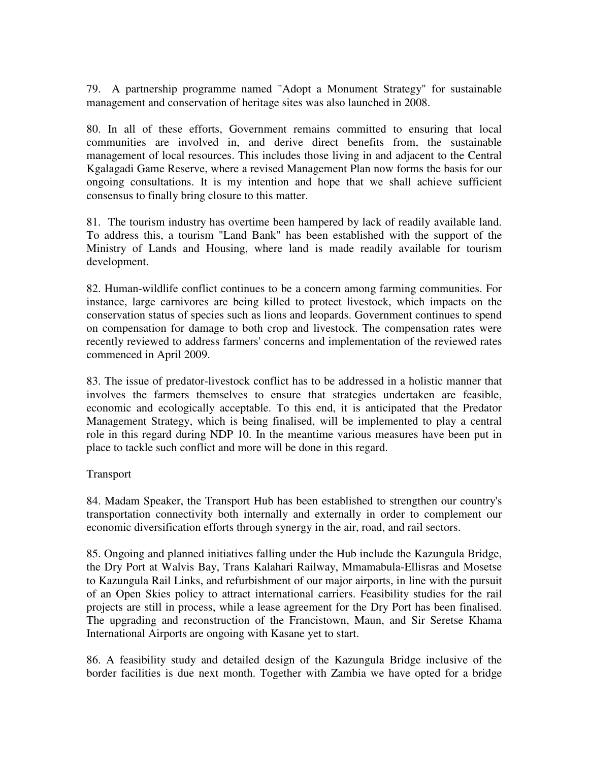79. A partnership programme named "Adopt a Monument Strategy" for sustainable management and conservation of heritage sites was also launched in 2008.

80. In all of these efforts, Government remains committed to ensuring that local communities are involved in, and derive direct benefits from, the sustainable management of local resources. This includes those living in and adjacent to the Central Kgalagadi Game Reserve, where a revised Management Plan now forms the basis for our ongoing consultations. It is my intention and hope that we shall achieve sufficient consensus to finally bring closure to this matter.

81. The tourism industry has overtime been hampered by lack of readily available land. To address this, a tourism "Land Bank" has been established with the support of the Ministry of Lands and Housing, where land is made readily available for tourism development.

82. Human-wildlife conflict continues to be a concern among farming communities. For instance, large carnivores are being killed to protect livestock, which impacts on the conservation status of species such as lions and leopards. Government continues to spend on compensation for damage to both crop and livestock. The compensation rates were recently reviewed to address farmers' concerns and implementation of the reviewed rates commenced in April 2009.

83. The issue of predator-livestock conflict has to be addressed in a holistic manner that involves the farmers themselves to ensure that strategies undertaken are feasible, economic and ecologically acceptable. To this end, it is anticipated that the Predator Management Strategy, which is being finalised, will be implemented to play a central role in this regard during NDP 10. In the meantime various measures have been put in place to tackle such conflict and more will be done in this regard.

## Transport

84. Madam Speaker, the Transport Hub has been established to strengthen our country's transportation connectivity both internally and externally in order to complement our economic diversification efforts through synergy in the air, road, and rail sectors.

85. Ongoing and planned initiatives falling under the Hub include the Kazungula Bridge, the Dry Port at Walvis Bay, Trans Kalahari Railway, Mmamabula-Ellisras and Mosetse to Kazungula Rail Links, and refurbishment of our major airports, in line with the pursuit of an Open Skies policy to attract international carriers. Feasibility studies for the rail projects are still in process, while a lease agreement for the Dry Port has been finalised. The upgrading and reconstruction of the Francistown, Maun, and Sir Seretse Khama International Airports are ongoing with Kasane yet to start.

86. A feasibility study and detailed design of the Kazungula Bridge inclusive of the border facilities is due next month. Together with Zambia we have opted for a bridge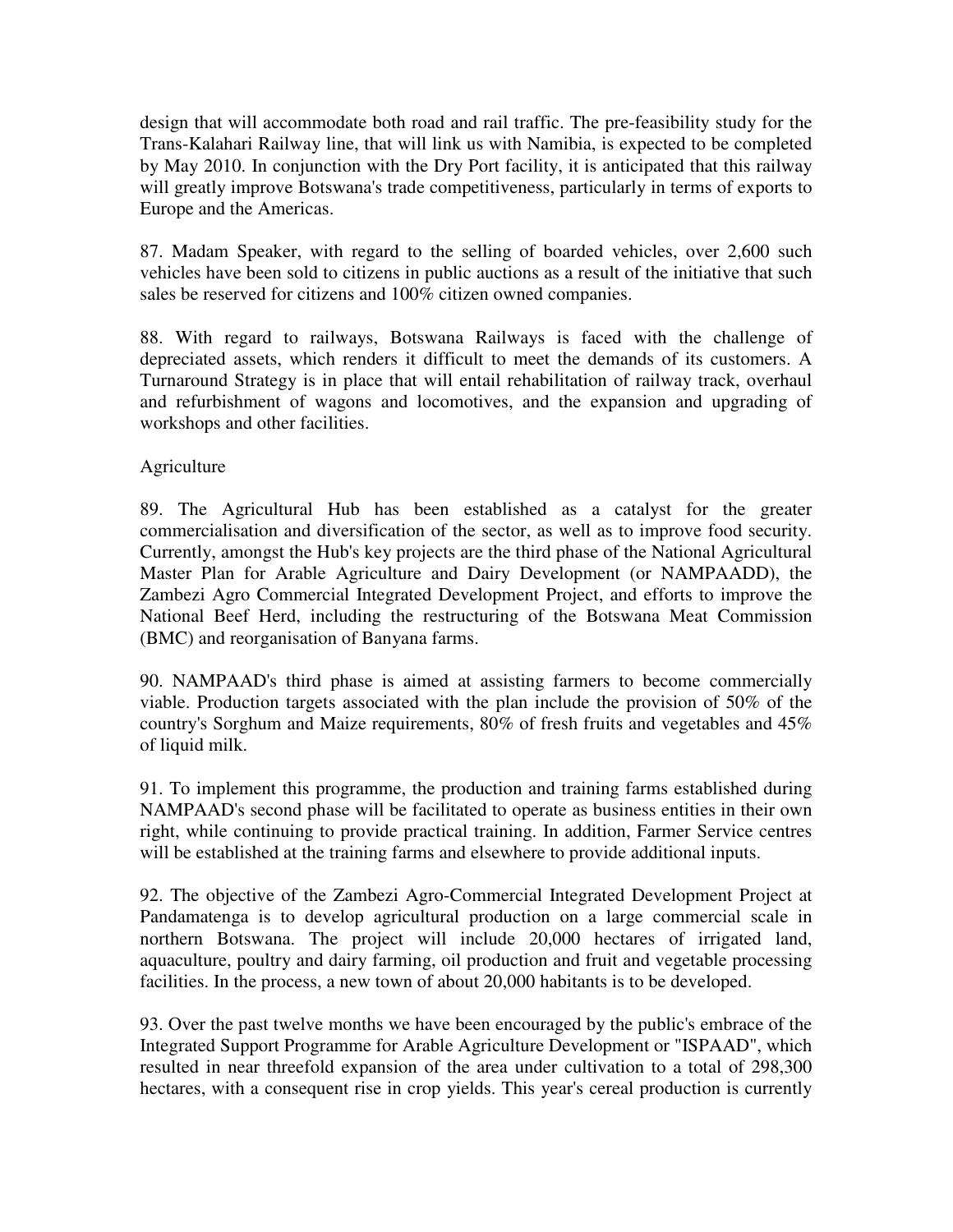design that will accommodate both road and rail traffic. The pre-feasibility study for the Trans-Kalahari Railway line, that will link us with Namibia, is expected to be completed by May 2010. In conjunction with the Dry Port facility, it is anticipated that this railway will greatly improve Botswana's trade competitiveness, particularly in terms of exports to Europe and the Americas.

87. Madam Speaker, with regard to the selling of boarded vehicles, over 2,600 such vehicles have been sold to citizens in public auctions as a result of the initiative that such sales be reserved for citizens and 100% citizen owned companies.

88. With regard to railways, Botswana Railways is faced with the challenge of depreciated assets, which renders it difficult to meet the demands of its customers. A Turnaround Strategy is in place that will entail rehabilitation of railway track, overhaul and refurbishment of wagons and locomotives, and the expansion and upgrading of workshops and other facilities.

## Agriculture

89. The Agricultural Hub has been established as a catalyst for the greater commercialisation and diversification of the sector, as well as to improve food security. Currently, amongst the Hub's key projects are the third phase of the National Agricultural Master Plan for Arable Agriculture and Dairy Development (or NAMPAADD), the Zambezi Agro Commercial Integrated Development Project, and efforts to improve the National Beef Herd, including the restructuring of the Botswana Meat Commission (BMC) and reorganisation of Banyana farms.

90. NAMPAAD's third phase is aimed at assisting farmers to become commercially viable. Production targets associated with the plan include the provision of 50% of the country's Sorghum and Maize requirements, 80% of fresh fruits and vegetables and 45% of liquid milk.

91. To implement this programme, the production and training farms established during NAMPAAD's second phase will be facilitated to operate as business entities in their own right, while continuing to provide practical training. In addition, Farmer Service centres will be established at the training farms and elsewhere to provide additional inputs.

92. The objective of the Zambezi Agro-Commercial Integrated Development Project at Pandamatenga is to develop agricultural production on a large commercial scale in northern Botswana. The project will include 20,000 hectares of irrigated land, aquaculture, poultry and dairy farming, oil production and fruit and vegetable processing facilities. In the process, a new town of about 20,000 habitants is to be developed.

93. Over the past twelve months we have been encouraged by the public's embrace of the Integrated Support Programme for Arable Agriculture Development or "ISPAAD", which resulted in near threefold expansion of the area under cultivation to a total of 298,300 hectares, with a consequent rise in crop yields. This year's cereal production is currently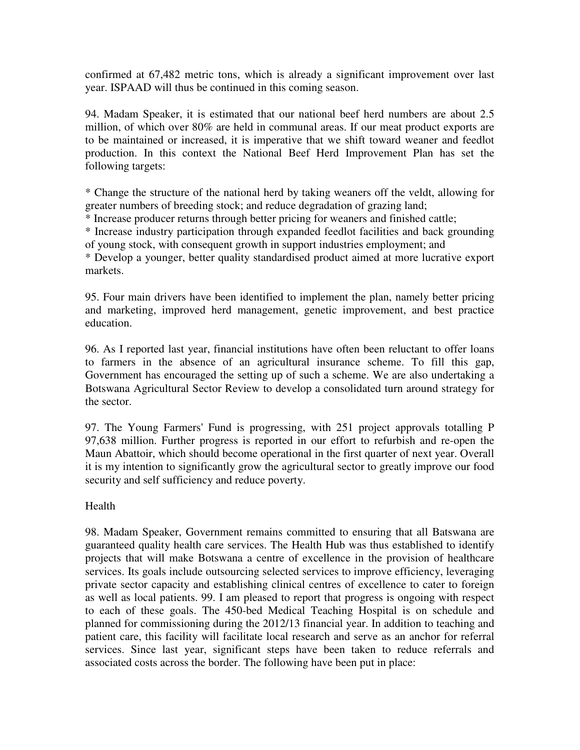confirmed at 67,482 metric tons, which is already a significant improvement over last year. ISPAAD will thus be continued in this coming season.

94. Madam Speaker, it is estimated that our national beef herd numbers are about 2.5 million, of which over 80% are held in communal areas. If our meat product exports are to be maintained or increased, it is imperative that we shift toward weaner and feedlot production. In this context the National Beef Herd Improvement Plan has set the following targets:

* Change the structure of the national herd by taking weaners off the veldt, allowing for greater numbers of breeding stock; and reduce degradation of grazing land;
* Increase producer returns through better pricing for weaners and finished cattle;
* Increase industry participation through expanded feedlot facilities and back grounding of young stock, with consequent growth in support industries employment; and
* Develop a younger, better quality standardised product aimed at more lucrative export markets.

95. Four main drivers have been identified to implement the plan, namely better pricing and marketing, improved herd management, genetic improvement, and best practice education.

96. As I reported last year, financial institutions have often been reluctant to offer loans to farmers in the absence of an agricultural insurance scheme. To fill this gap, Government has encouraged the setting up of such a scheme. We are also undertaking a Botswana Agricultural Sector Review to develop a consolidated turn around strategy for the sector.

97. The Young Farmers' Fund is progressing, with 251 project approvals totalling P 97,638 million. Further progress is reported in our effort to refurbish and re-open the Maun Abattoir, which should become operational in the first quarter of next year. Overall it is my intention to significantly grow the agricultural sector to greatly improve our food security and self sufficiency and reduce poverty.

Health

98. Madam Speaker, Government remains committed to ensuring that all Batswana are guaranteed quality health care services. The Health Hub was thus established to identify projects that will make Botswana a centre of excellence in the provision of healthcare services. Its goals include outsourcing selected services to improve efficiency, leveraging private sector capacity and establishing clinical centres of excellence to cater to foreign as well as local patients. 99. I am pleased to report that progress is ongoing with respect to each of these goals. The 450-bed Medical Teaching Hospital is on schedule and planned for commissioning during the 2012/13 financial year. In addition to teaching and patient care, this facility will facilitate local research and serve as an anchor for referral services. Since last year, significant steps have been taken to reduce referrals and associated costs across the border. The following have been put in place: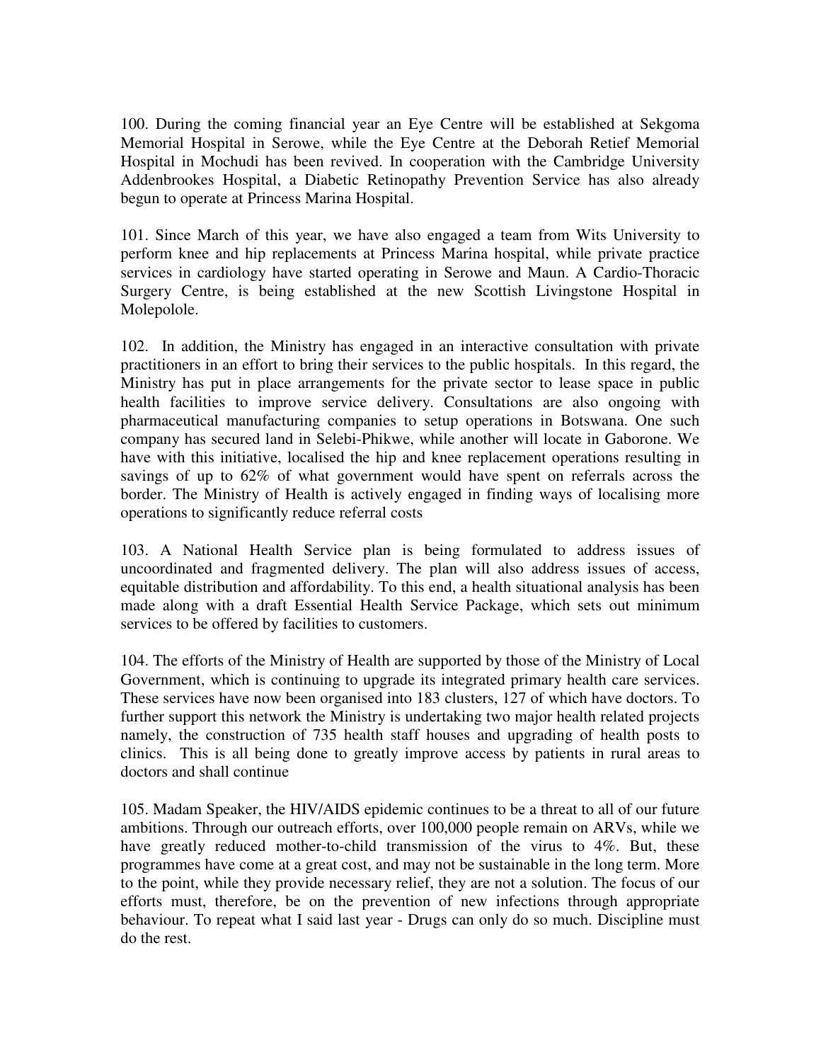100. During the coming financial year an Eye Centre will be established at Sekgoma Memorial Hospital in Serowe, while the Eye Centre at the Deborah Retief Memorial Hospital in Mochudi has been revived. In cooperation with the Cambridge University Addenbrookes Hospital, a Diabetic Retinopathy Prevention Service has also already begun to operate at Princess Marina Hospital.

101. Since March of this year, we have also engaged a team from Wits University to perform knee and hip replacements at Princess Marina hospital, while private practice services in cardiology have started operating in Serowe and Maun. A Cardio-Thoracic Surgery Centre, is being established at the new Scottish Livingstone Hospital in Molepolole.

102. In addition, the Ministry has engaged in an interactive consultation with private practitioners in an effort to bring their services to the public hospitals. In this regard, the Ministry has put in place arrangements for the private sector to lease space in public health facilities to improve service delivery. Consultations are also ongoing with pharmaceutical manufacturing companies to setup operations in Botswana. One such company has secured land in Selebi-Phikwe, while another will locate in Gaborone. We have with this initiative, localised the hip and knee replacement operations resulting in savings of up to 62% of what government would have spent on referrals across the border. The Ministry of Health is actively engaged in finding ways of localising more operations to significantly reduce referral costs

103. A National Health Service plan is being formulated to address issues of uncoordinated and fragmented delivery. The plan will also address issues of access, equitable distribution and affordability. To this end, a health situational analysis has been made along with a draft Essential Health Service Package, which sets out minimum services to be offered by facilities to customers.

104. The efforts of the Ministry of Health are supported by those of the Ministry of Local Government, which is continuing to upgrade its integrated primary health care services. These services have now been organised into 183 clusters, 127 of which have doctors. To further support this network the Ministry is undertaking two major health related projects namely, the construction of 735 health staff houses and upgrading of health posts to clinics. This is all being done to greatly improve access by patients in rural areas to doctors and shall continue

105. Madam Speaker, the HIV/AIDS epidemic continues to be a threat to all of our future ambitions. Through our outreach efforts, over 100,000 people remain on ARVs, while we have greatly reduced mother-to-child transmission of the virus to 4%. But, these programmes have come at a great cost, and may not be sustainable in the long term. More to the point, while they provide necessary relief, they are not a solution. The focus of our efforts must, therefore, be on the prevention of new infections through appropriate behaviour. To repeat what I said last year - Drugs can only do so much. Discipline must do the rest.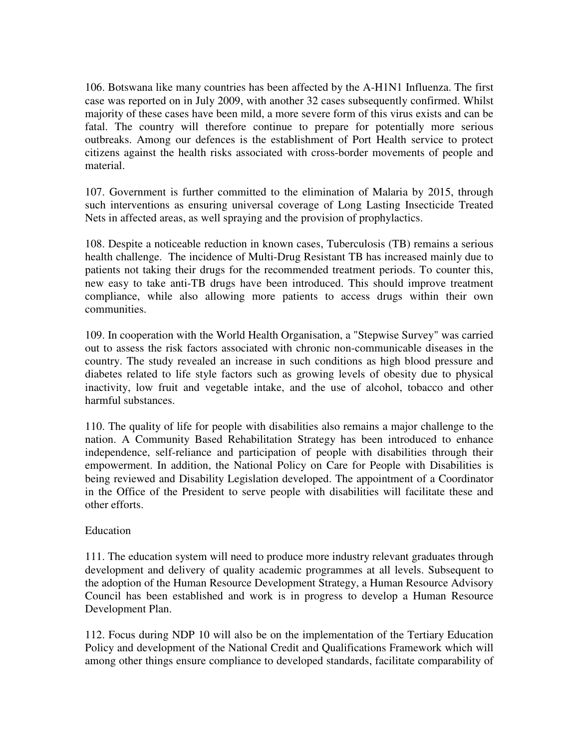106. Botswana like many countries has been affected by the A-H1N1 Influenza. The first case was reported on in July 2009, with another 32 cases subsequently confirmed. Whilst majority of these cases have been mild, a more severe form of this virus exists and can be fatal. The country will therefore continue to prepare for potentially more serious outbreaks. Among our defences is the establishment of Port Health service to protect citizens against the health risks associated with cross-border movements of people and material.

107. Government is further committed to the elimination of Malaria by 2015, through such interventions as ensuring universal coverage of Long Lasting Insecticide Treated Nets in affected areas, as well spraying and the provision of prophylactics.

108. Despite a noticeable reduction in known cases, Tuberculosis (TB) remains a serious health challenge. The incidence of Multi-Drug Resistant TB has increased mainly due to patients not taking their drugs for the recommended treatment periods. To counter this, new easy to take anti-TB drugs have been introduced. This should improve treatment compliance, while also allowing more patients to access drugs within their own communities.

109. In cooperation with the World Health Organisation, a "Stepwise Survey" was carried out to assess the risk factors associated with chronic non-communicable diseases in the country. The study revealed an increase in such conditions as high blood pressure and diabetes related to life style factors such as growing levels of obesity due to physical inactivity, low fruit and vegetable intake, and the use of alcohol, tobacco and other harmful substances.

110. The quality of life for people with disabilities also remains a major challenge to the nation. A Community Based Rehabilitation Strategy has been introduced to enhance independence, self-reliance and participation of people with disabilities through their empowerment. In addition, the National Policy on Care for People with Disabilities is being reviewed and Disability Legislation developed. The appointment of a Coordinator in the Office of the President to serve people with disabilities will facilitate these and other efforts.

## Education

111. The education system will need to produce more industry relevant graduates through development and delivery of quality academic programmes at all levels. Subsequent to the adoption of the Human Resource Development Strategy, a Human Resource Advisory Council has been established and work is in progress to develop a Human Resource Development Plan.

112. Focus during NDP 10 will also be on the implementation of the Tertiary Education Policy and development of the National Credit and Qualifications Framework which will among other things ensure compliance to developed standards, facilitate comparability of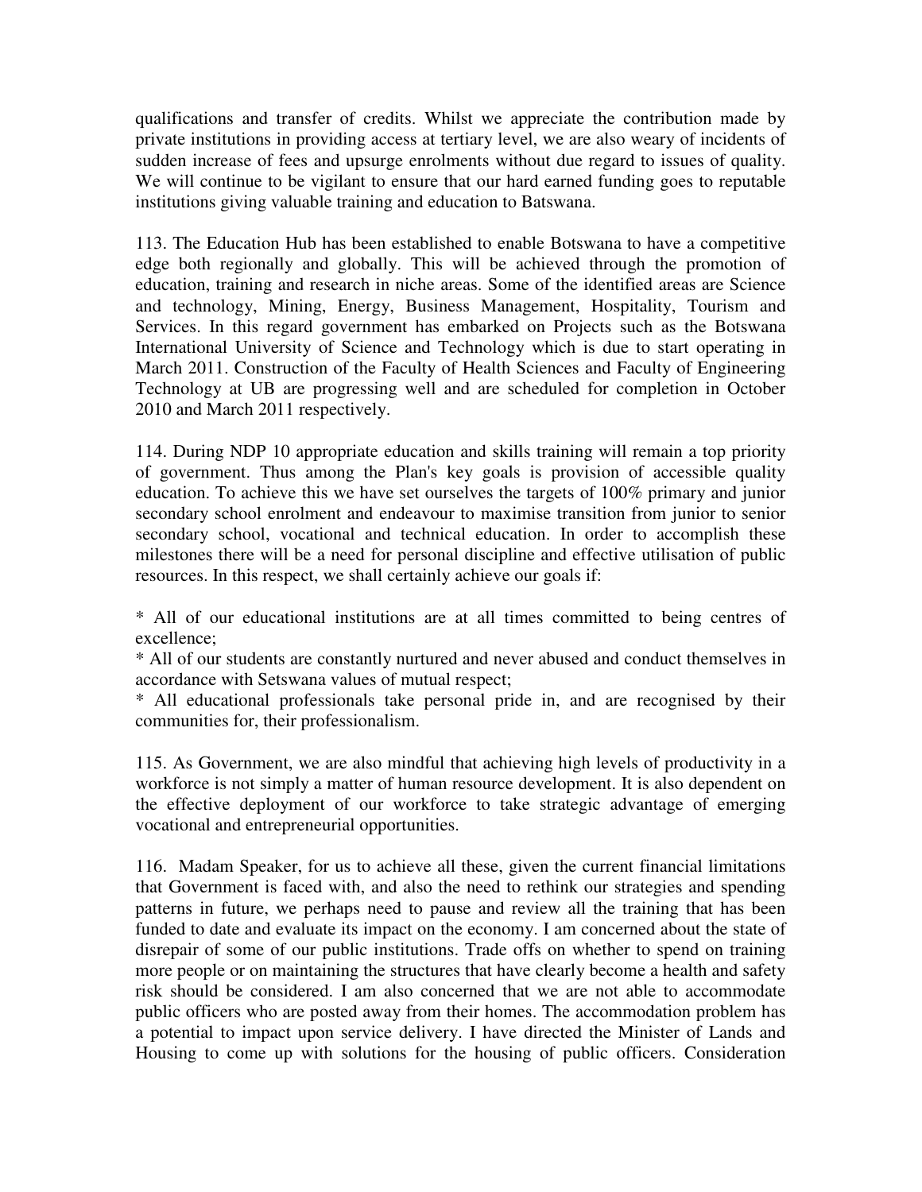qualifications and transfer of credits. Whilst we appreciate the contribution made by private institutions in providing access at tertiary level, we are also weary of incidents of sudden increase of fees and upsurge enrolments without due regard to issues of quality. We will continue to be vigilant to ensure that our hard earned funding goes to reputable institutions giving valuable training and education to Batswana.

113. The Education Hub has been established to enable Botswana to have a competitive edge both regionally and globally. This will be achieved through the promotion of education, training and research in niche areas. Some of the identified areas are Science and technology, Mining, Energy, Business Management, Hospitality, Tourism and Services. In this regard government has embarked on Projects such as the Botswana International University of Science and Technology which is due to start operating in March 2011. Construction of the Faculty of Health Sciences and Faculty of Engineering Technology at UB are progressing well and are scheduled for completion in October 2010 and March 2011 respectively.

114. During NDP 10 appropriate education and skills training will remain a top priority of government. Thus among the Plan's key goals is provision of accessible quality education. To achieve this we have set ourselves the targets of 100% primary and junior secondary school enrolment and endeavour to maximise transition from junior to senior secondary school, vocational and technical education. In order to accomplish these milestones there will be a need for personal discipline and effective utilisation of public resources. In this respect, we shall certainly achieve our goals if:

* All of our educational institutions are at all times committed to being centres of excellence;
* All of our students are constantly nurtured and never abused and conduct themselves in accordance with Setswana values of mutual respect;
* All educational professionals take personal pride in, and are recognised by their communities for, their professionalism.

115. As Government, we are also mindful that achieving high levels of productivity in a workforce is not simply a matter of human resource development. It is also dependent on the effective deployment of our workforce to take strategic advantage of emerging vocational and entrepreneurial opportunities.

116. Madam Speaker, for us to achieve all these, given the current financial limitations that Government is faced with, and also the need to rethink our strategies and spending patterns in future, we perhaps need to pause and review all the training that has been funded to date and evaluate its impact on the economy. I am concerned about the state of disrepair of some of our public institutions. Trade offs on whether to spend on training more people or on maintaining the structures that have clearly become a health and safety risk should be considered. I am also concerned that we are not able to accommodate public officers who are posted away from their homes. The accommodation problem has a potential to impact upon service delivery. I have directed the Minister of Lands and Housing to come up with solutions for the housing of public officers. Consideration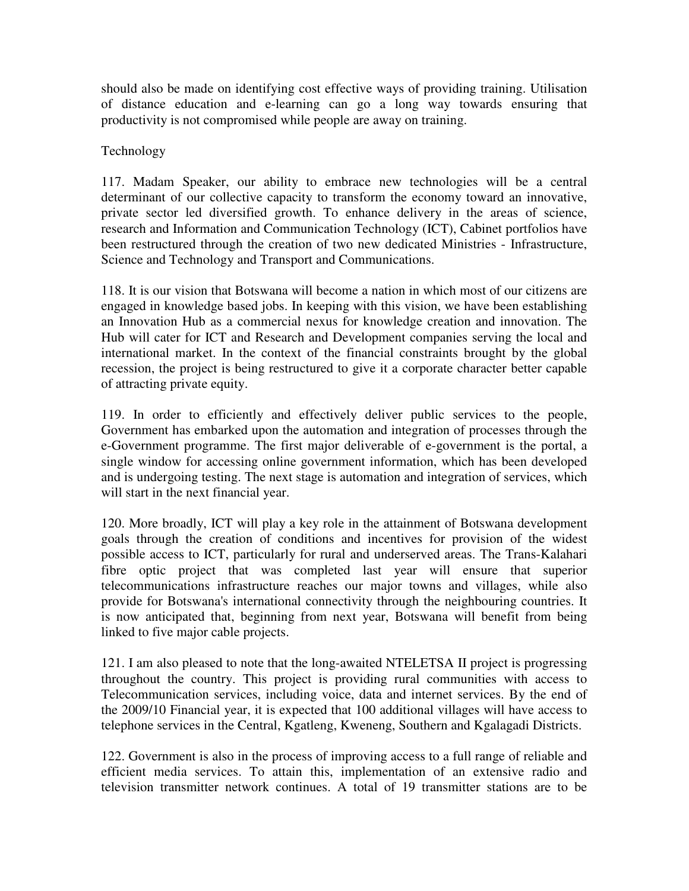should also be made on identifying cost effective ways of providing training. Utilisation of distance education and e-learning can go a long way towards ensuring that productivity is not compromised while people are away on training.

## Technology

117. Madam Speaker, our ability to embrace new technologies will be a central determinant of our collective capacity to transform the economy toward an innovative, private sector led diversified growth. To enhance delivery in the areas of science, research and Information and Communication Technology (ICT), Cabinet portfolios have been restructured through the creation of two new dedicated Ministries - Infrastructure, Science and Technology and Transport and Communications.

118. It is our vision that Botswana will become a nation in which most of our citizens are engaged in knowledge based jobs. In keeping with this vision, we have been establishing an Innovation Hub as a commercial nexus for knowledge creation and innovation. The Hub will cater for ICT and Research and Development companies serving the local and international market. In the context of the financial constraints brought by the global recession, the project is being restructured to give it a corporate character better capable of attracting private equity.

119. In order to efficiently and effectively deliver public services to the people, Government has embarked upon the automation and integration of processes through the e-Government programme. The first major deliverable of e-government is the portal, a single window for accessing online government information, which has been developed and is undergoing testing. The next stage is automation and integration of services, which will start in the next financial year.

120. More broadly, ICT will play a key role in the attainment of Botswana development goals through the creation of conditions and incentives for provision of the widest possible access to ICT, particularly for rural and underserved areas. The Trans-Kalahari fibre optic project that was completed last year will ensure that superior telecommunications infrastructure reaches our major towns and villages, while also provide for Botswana's international connectivity through the neighbouring countries. It is now anticipated that, beginning from next year, Botswana will benefit from being linked to five major cable projects.

121. I am also pleased to note that the long-awaited NTELETSA II project is progressing throughout the country. This project is providing rural communities with access to Telecommunication services, including voice, data and internet services. By the end of the 2009/10 Financial year, it is expected that 100 additional villages will have access to telephone services in the Central, Kgatleng, Kweneng, Southern and Kgalagadi Districts.

122. Government is also in the process of improving access to a full range of reliable and efficient media services. To attain this, implementation of an extensive radio and television transmitter network continues. A total of 19 transmitter stations are to be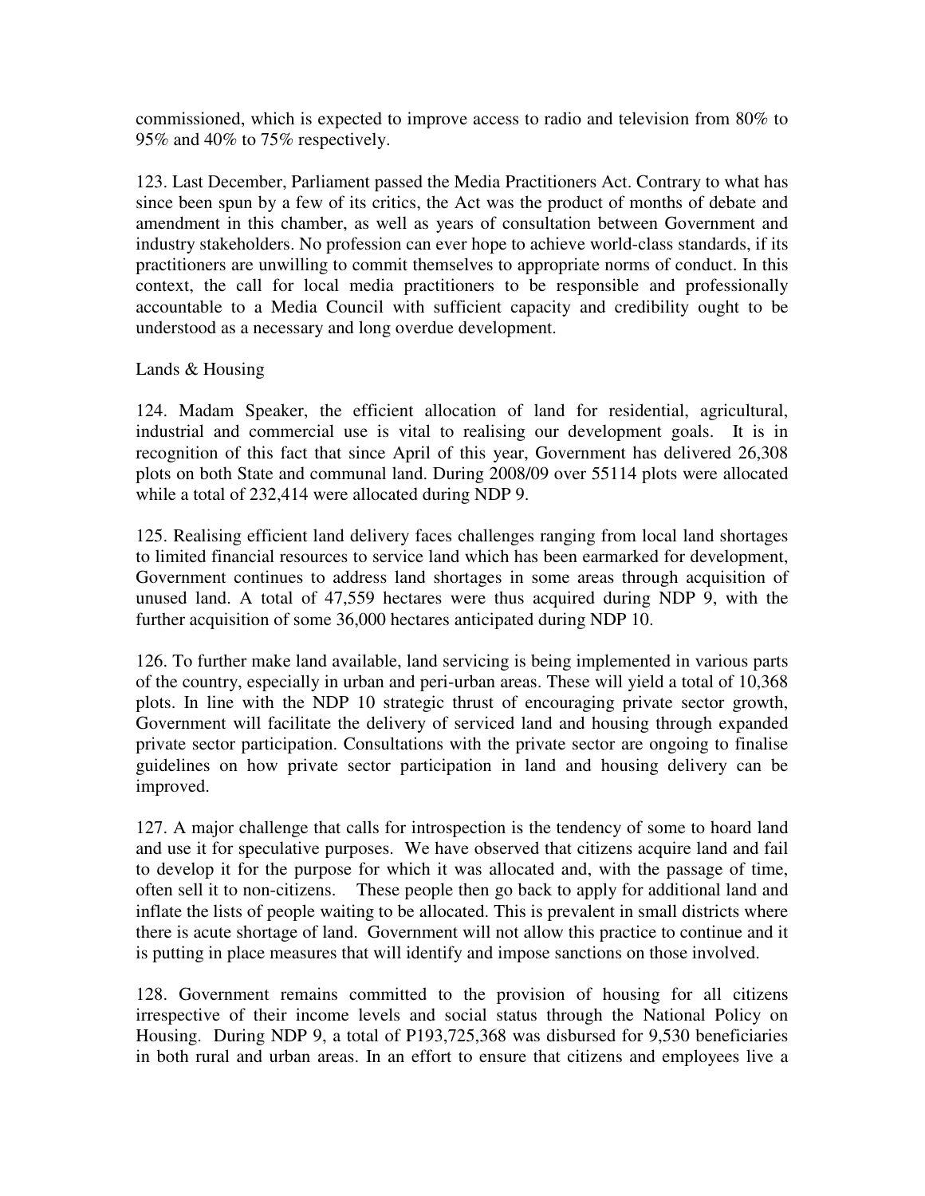commissioned, which is expected to improve access to radio and television from 80% to 95% and 40% to 75% respectively.

123. Last December, Parliament passed the Media Practitioners Act. Contrary to what has since been spun by a few of its critics, the Act was the product of months of debate and amendment in this chamber, as well as years of consultation between Government and industry stakeholders. No profession can ever hope to achieve world-class standards, if its practitioners are unwilling to commit themselves to appropriate norms of conduct. In this context, the call for local media practitioners to be responsible and professionally accountable to a Media Council with sufficient capacity and credibility ought to be understood as a necessary and long overdue development.

## Lands & Housing

124. Madam Speaker, the efficient allocation of land for residential, agricultural, industrial and commercial use is vital to realising our development goals. It is in recognition of this fact that since April of this year, Government has delivered 26,308 plots on both State and communal land. During 2008/09 over 55114 plots were allocated while a total of 232,414 were allocated during NDP 9.

125. Realising efficient land delivery faces challenges ranging from local land shortages to limited financial resources to service land which has been earmarked for development, Government continues to address land shortages in some areas through acquisition of unused land. A total of 47,559 hectares were thus acquired during NDP 9, with the further acquisition of some 36,000 hectares anticipated during NDP 10.

126. To further make land available, land servicing is being implemented in various parts of the country, especially in urban and peri-urban areas. These will yield a total of 10,368 plots. In line with the NDP 10 strategic thrust of encouraging private sector growth, Government will facilitate the delivery of serviced land and housing through expanded private sector participation. Consultations with the private sector are ongoing to finalise guidelines on how private sector participation in land and housing delivery can be improved.

127. A major challenge that calls for introspection is the tendency of some to hoard land and use it for speculative purposes. We have observed that citizens acquire land and fail to develop it for the purpose for which it was allocated and, with the passage of time, often sell it to non-citizens. These people then go back to apply for additional land and inflate the lists of people waiting to be allocated. This is prevalent in small districts where there is acute shortage of land. Government will not allow this practice to continue and it is putting in place measures that will identify and impose sanctions on those involved.

128. Government remains committed to the provision of housing for all citizens irrespective of their income levels and social status through the National Policy on Housing. During NDP 9, a total of P193,725,368 was disbursed for 9,530 beneficiaries in both rural and urban areas. In an effort to ensure that citizens and employees live a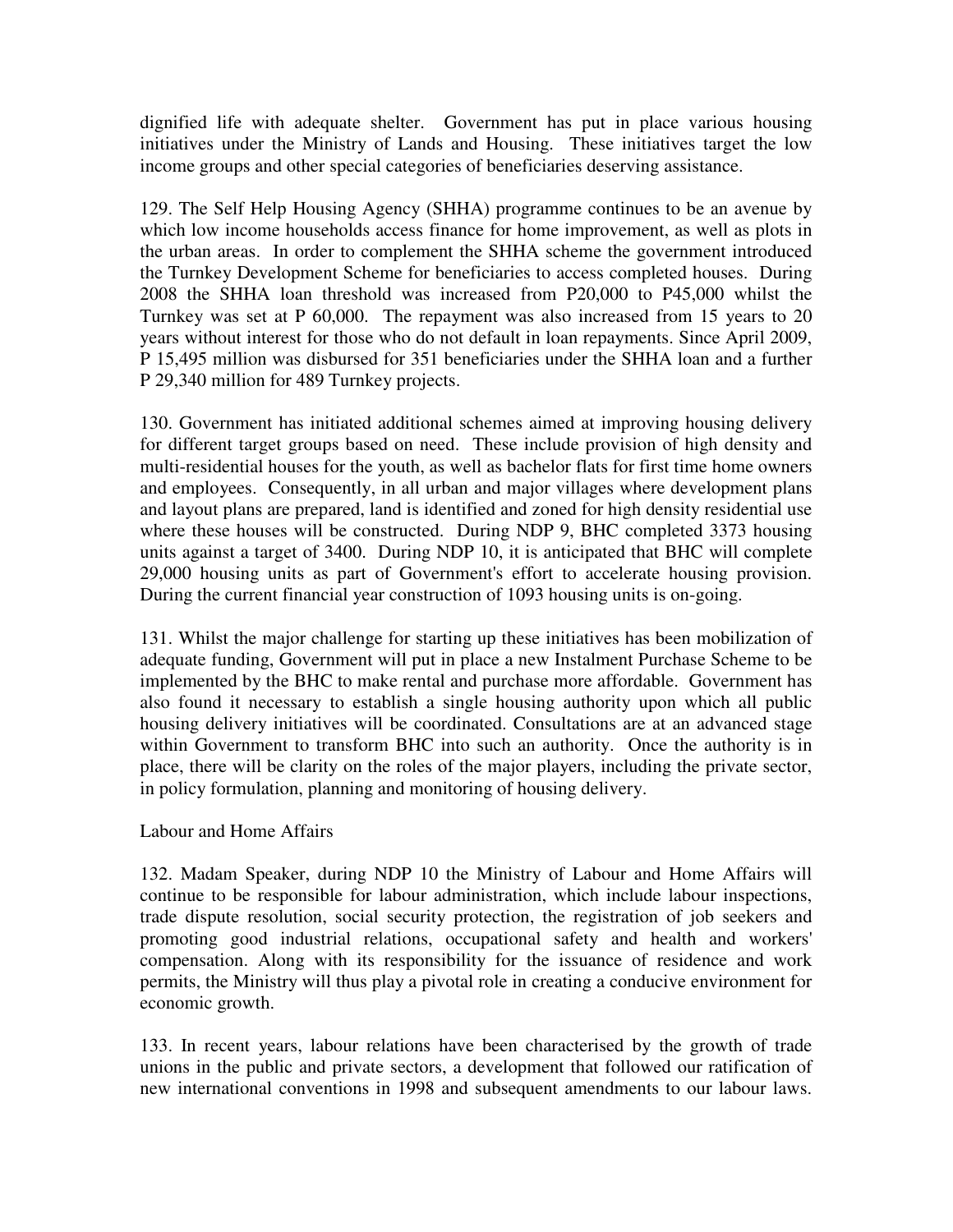dignified life with adequate shelter. Government has put in place various housing initiatives under the Ministry of Lands and Housing. These initiatives target the low income groups and other special categories of beneficiaries deserving assistance.

129. The Self Help Housing Agency (SHHA) programme continues to be an avenue by which low income households access finance for home improvement, as well as plots in the urban areas. In order to complement the SHHA scheme the government introduced the Turnkey Development Scheme for beneficiaries to access completed houses. During 2008 the SHHA loan threshold was increased from P20,000 to P45,000 whilst the Turnkey was set at P 60,000. The repayment was also increased from 15 years to 20 years without interest for those who do not default in loan repayments. Since April 2009, P 15,495 million was disbursed for 351 beneficiaries under the SHHA loan and a further P 29,340 million for 489 Turnkey projects.

130. Government has initiated additional schemes aimed at improving housing delivery for different target groups based on need. These include provision of high density and multi-residential houses for the youth, as well as bachelor flats for first time home owners and employees. Consequently, in all urban and major villages where development plans and layout plans are prepared, land is identified and zoned for high density residential use where these houses will be constructed. During NDP 9, BHC completed 3373 housing units against a target of 3400. During NDP 10, it is anticipated that BHC will complete 29,000 housing units as part of Government's effort to accelerate housing provision. During the current financial year construction of 1093 housing units is on-going.

131. Whilst the major challenge for starting up these initiatives has been mobilization of adequate funding, Government will put in place a new Instalment Purchase Scheme to be implemented by the BHC to make rental and purchase more affordable. Government has also found it necessary to establish a single housing authority upon which all public housing delivery initiatives will be coordinated. Consultations are at an advanced stage within Government to transform BHC into such an authority. Once the authority is in place, there will be clarity on the roles of the major players, including the private sector, in policy formulation, planning and monitoring of housing delivery.

Labour and Home Affairs

132. Madam Speaker, during NDP 10 the Ministry of Labour and Home Affairs will continue to be responsible for labour administration, which include labour inspections, trade dispute resolution, social security protection, the registration of job seekers and promoting good industrial relations, occupational safety and health and workers' compensation. Along with its responsibility for the issuance of residence and work permits, the Ministry will thus play a pivotal role in creating a conducive environment for economic growth.

133. In recent years, labour relations have been characterised by the growth of trade unions in the public and private sectors, a development that followed our ratification of new international conventions in 1998 and subsequent amendments to our labour laws.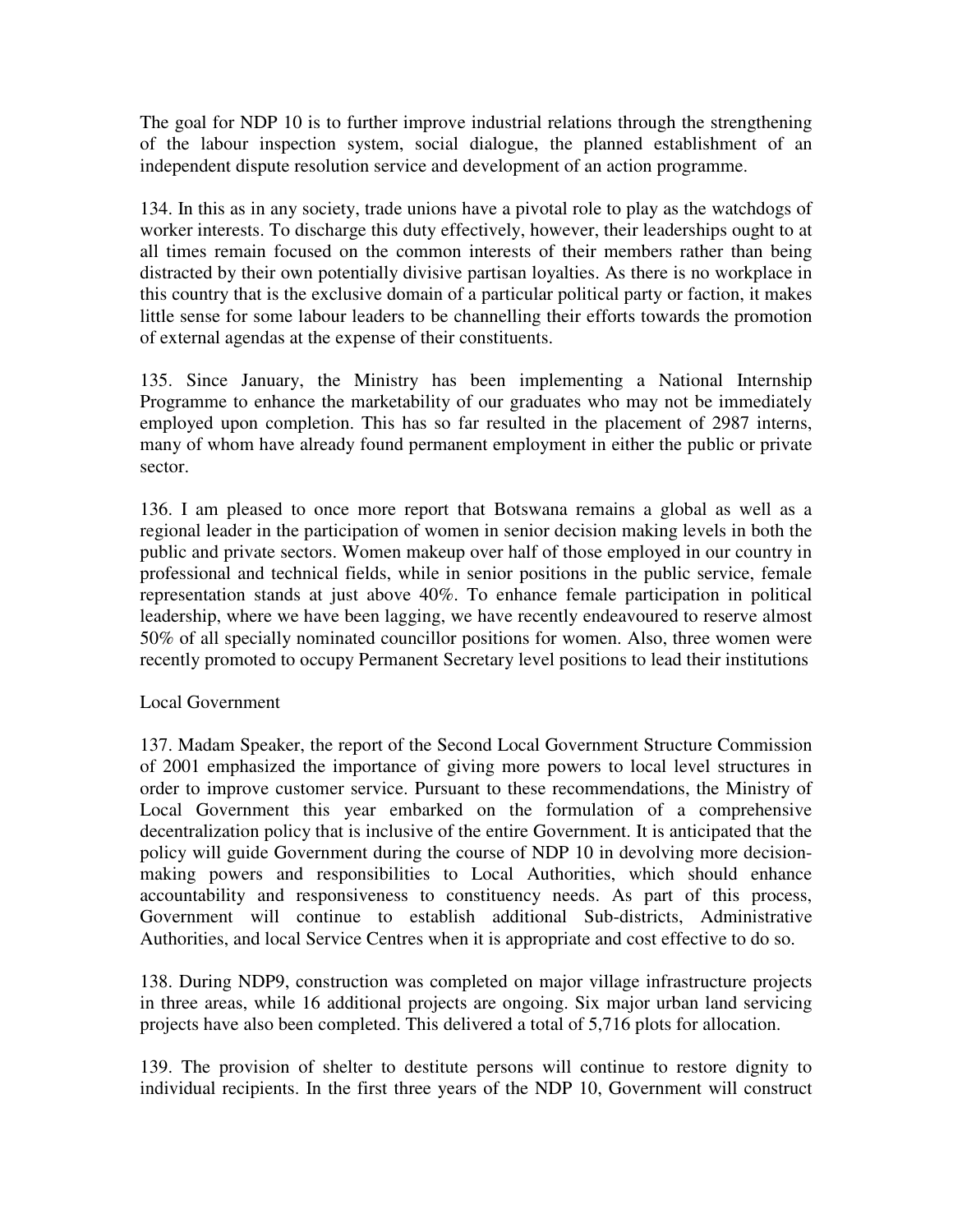The goal for NDP 10 is to further improve industrial relations through the strengthening of the labour inspection system, social dialogue, the planned establishment of an independent dispute resolution service and development of an action programme.

134. In this as in any society, trade unions have a pivotal role to play as the watchdogs of worker interests. To discharge this duty effectively, however, their leaderships ought to at all times remain focused on the common interests of their members rather than being distracted by their own potentially divisive partisan loyalties. As there is no workplace in this country that is the exclusive domain of a particular political party or faction, it makes little sense for some labour leaders to be channelling their efforts towards the promotion of external agendas at the expense of their constituents.

135. Since January, the Ministry has been implementing a National Internship Programme to enhance the marketability of our graduates who may not be immediately employed upon completion. This has so far resulted in the placement of 2987 interns, many of whom have already found permanent employment in either the public or private sector.

136. I am pleased to once more report that Botswana remains a global as well as a regional leader in the participation of women in senior decision making levels in both the public and private sectors. Women makeup over half of those employed in our country in professional and technical fields, while in senior positions in the public service, female representation stands at just above 40%. To enhance female participation in political leadership, where we have been lagging, we have recently endeavoured to reserve almost 50% of all specially nominated councillor positions for women. Also, three women were recently promoted to occupy Permanent Secretary level positions to lead their institutions

## Local Government

137. Madam Speaker, the report of the Second Local Government Structure Commission of 2001 emphasized the importance of giving more powers to local level structures in order to improve customer service. Pursuant to these recommendations, the Ministry of Local Government this year embarked on the formulation of a comprehensive decentralization policy that is inclusive of the entire Government. It is anticipated that the policy will guide Government during the course of NDP 10 in devolving more decision-making powers and responsibilities to Local Authorities, which should enhance accountability and responsiveness to constituency needs. As part of this process, Government will continue to establish additional Sub-districts, Administrative Authorities, and local Service Centres when it is appropriate and cost effective to do so.

138. During NDP9, construction was completed on major village infrastructure projects in three areas, while 16 additional projects are ongoing. Six major urban land servicing projects have also been completed. This delivered a total of 5,716 plots for allocation.

139. The provision of shelter to destitute persons will continue to restore dignity to individual recipients. In the first three years of the NDP 10, Government will construct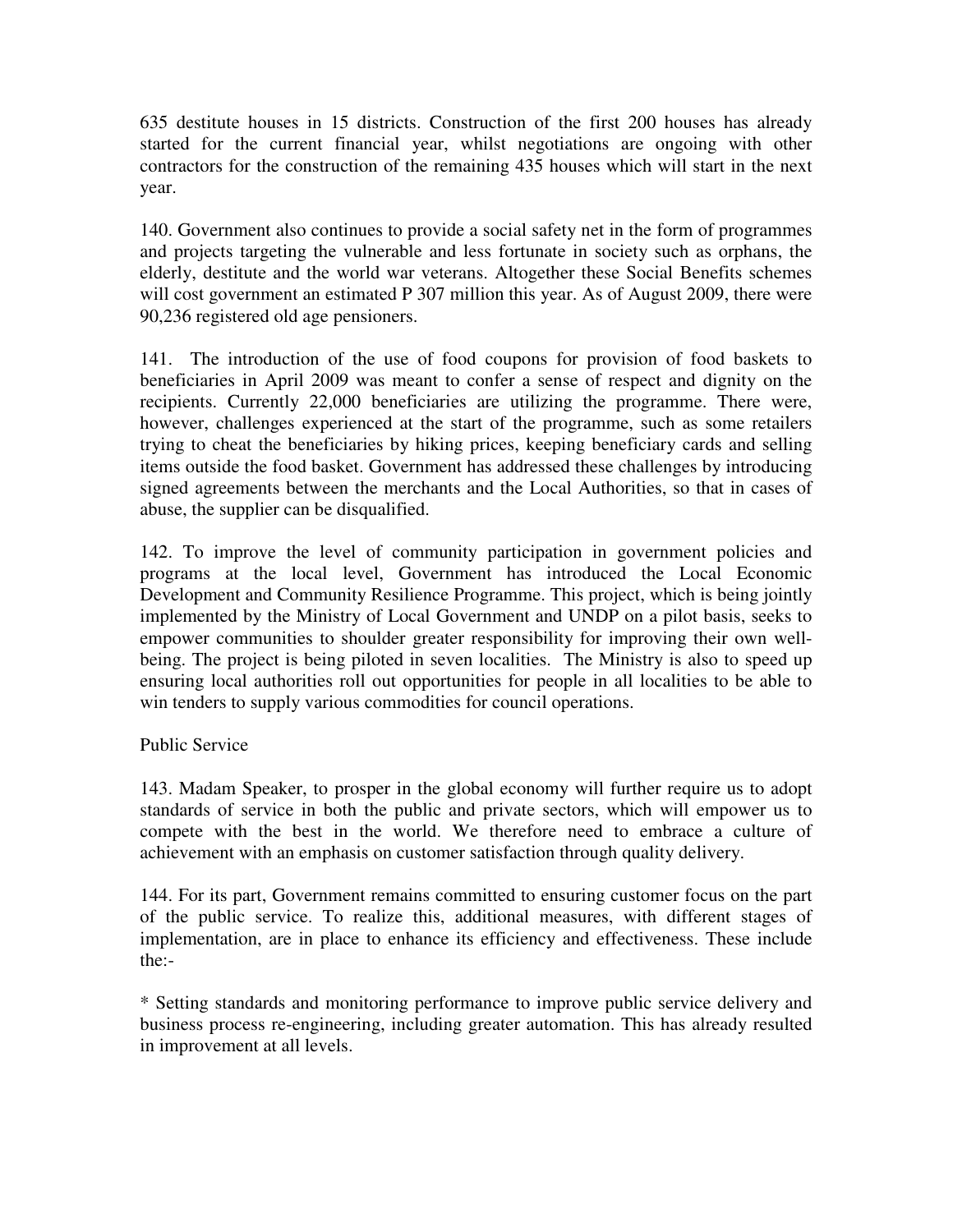635 destitute houses in 15 districts. Construction of the first 200 houses has already started for the current financial year, whilst negotiations are ongoing with other contractors for the construction of the remaining 435 houses which will start in the next year.

140. Government also continues to provide a social safety net in the form of programmes and projects targeting the vulnerable and less fortunate in society such as orphans, the elderly, destitute and the world war veterans. Altogether these Social Benefits schemes will cost government an estimated P 307 million this year. As of August 2009, there were 90,236 registered old age pensioners.

141. The introduction of the use of food coupons for provision of food baskets to beneficiaries in April 2009 was meant to confer a sense of respect and dignity on the recipients. Currently 22,000 beneficiaries are utilizing the programme. There were, however, challenges experienced at the start of the programme, such as some retailers trying to cheat the beneficiaries by hiking prices, keeping beneficiary cards and selling items outside the food basket. Government has addressed these challenges by introducing signed agreements between the merchants and the Local Authorities, so that in cases of abuse, the supplier can be disqualified.

142. To improve the level of community participation in government policies and programs at the local level, Government has introduced the Local Economic Development and Community Resilience Programme. This project, which is being jointly implemented by the Ministry of Local Government and UNDP on a pilot basis, seeks to empower communities to shoulder greater responsibility for improving their own well-being. The project is being piloted in seven localities. The Ministry is also to speed up ensuring local authorities roll out opportunities for people in all localities to be able to win tenders to supply various commodities for council operations.

## Public Service

143. Madam Speaker, to prosper in the global economy will further require us to adopt standards of service in both the public and private sectors, which will empower us to compete with the best in the world. We therefore need to embrace a culture of achievement with an emphasis on customer satisfaction through quality delivery.

144. For its part, Government remains committed to ensuring customer focus on the part of the public service. To realize this, additional measures, with different stages of implementation, are in place to enhance its efficiency and effectiveness. These include the:-

* Setting standards and monitoring performance to improve public service delivery and business process re-engineering, including greater automation. This has already resulted in improvement at all levels.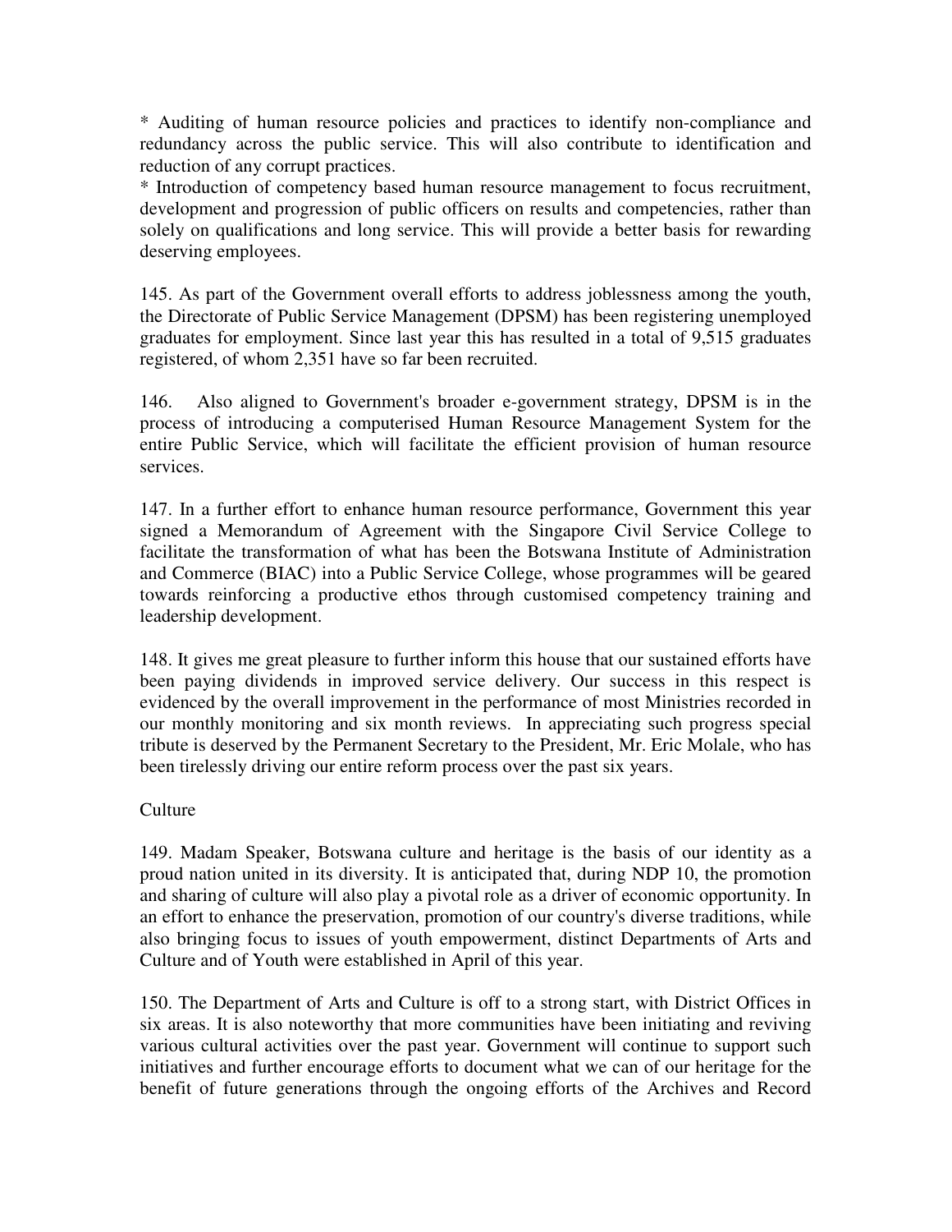* Auditing of human resource policies and practices to identify non-compliance and redundancy across the public service. This will also contribute to identification and reduction of any corrupt practices.
* Introduction of competency based human resource management to focus recruitment, development and progression of public officers on results and competencies, rather than solely on qualifications and long service. This will provide a better basis for rewarding deserving employees.

145. As part of the Government overall efforts to address joblessness among the youth, the Directorate of Public Service Management (DPSM) has been registering unemployed graduates for employment. Since last year this has resulted in a total of 9,515 graduates registered, of whom 2,351 have so far been recruited.

146. Also aligned to Government's broader e-government strategy, DPSM is in the process of introducing a computerised Human Resource Management System for the entire Public Service, which will facilitate the efficient provision of human resource services.

147. In a further effort to enhance human resource performance, Government this year signed a Memorandum of Agreement with the Singapore Civil Service College to facilitate the transformation of what has been the Botswana Institute of Administration and Commerce (BIAC) into a Public Service College, whose programmes will be geared towards reinforcing a productive ethos through customised competency training and leadership development.

148. It gives me great pleasure to further inform this house that our sustained efforts have been paying dividends in improved service delivery. Our success in this respect is evidenced by the overall improvement in the performance of most Ministries recorded in our monthly monitoring and six month reviews. In appreciating such progress special tribute is deserved by the Permanent Secretary to the President, Mr. Eric Molale, who has been tirelessly driving our entire reform process over the past six years.

## Culture

149. Madam Speaker, Botswana culture and heritage is the basis of our identity as a proud nation united in its diversity. It is anticipated that, during NDP 10, the promotion and sharing of culture will also play a pivotal role as a driver of economic opportunity. In an effort to enhance the preservation, promotion of our country's diverse traditions, while also bringing focus to issues of youth empowerment, distinct Departments of Arts and Culture and of Youth were established in April of this year.

150. The Department of Arts and Culture is off to a strong start, with District Offices in six areas. It is also noteworthy that more communities have been initiating and reviving various cultural activities over the past year. Government will continue to support such initiatives and further encourage efforts to document what we can of our heritage for the benefit of future generations through the ongoing efforts of the Archives and Record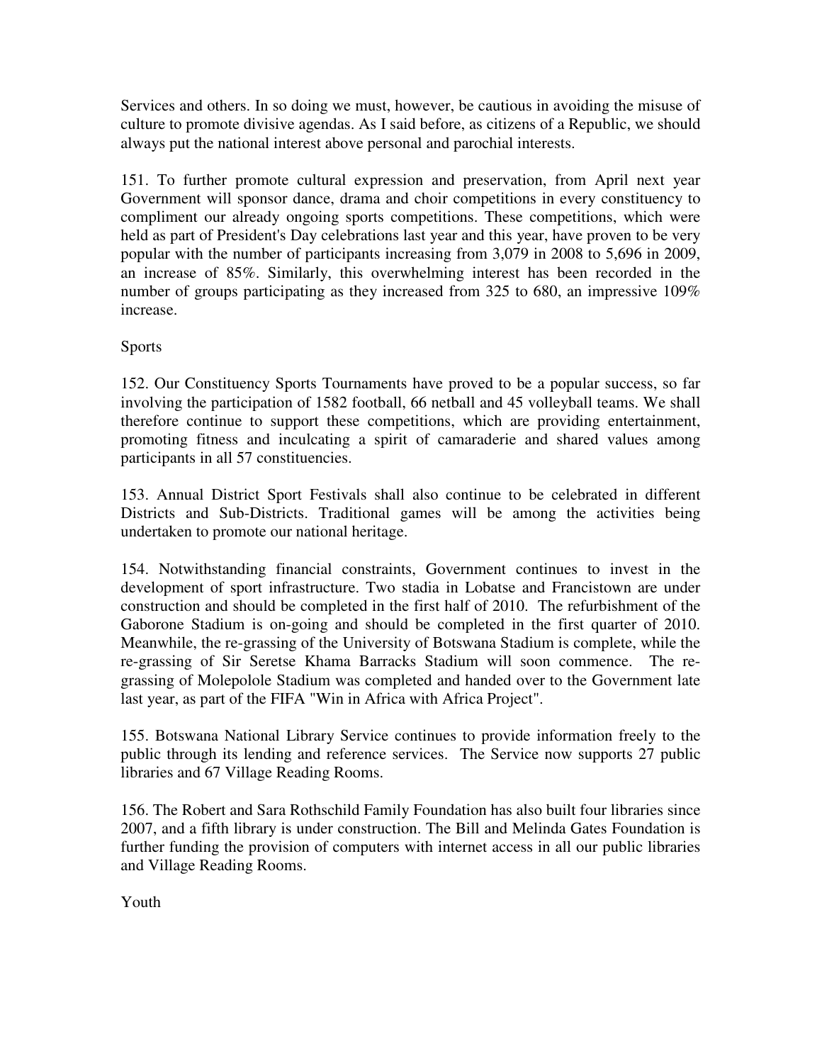Services and others. In so doing we must, however, be cautious in avoiding the misuse of culture to promote divisive agendas. As I said before, as citizens of a Republic, we should always put the national interest above personal and parochial interests.

151. To further promote cultural expression and preservation, from April next year Government will sponsor dance, drama and choir competitions in every constituency to compliment our already ongoing sports competitions. These competitions, which were held as part of President's Day celebrations last year and this year, have proven to be very popular with the number of participants increasing from 3,079 in 2008 to 5,696 in 2009, an increase of 85%. Similarly, this overwhelming interest has been recorded in the number of groups participating as they increased from 325 to 680, an impressive 109% increase.

Sports

152. Our Constituency Sports Tournaments have proved to be a popular success, so far involving the participation of 1582 football, 66 netball and 45 volleyball teams. We shall therefore continue to support these competitions, which are providing entertainment, promoting fitness and inculcating a spirit of camaraderie and shared values among participants in all 57 constituencies.

153. Annual District Sport Festivals shall also continue to be celebrated in different Districts and Sub-Districts. Traditional games will be among the activities being undertaken to promote our national heritage.

154. Notwithstanding financial constraints, Government continues to invest in the development of sport infrastructure. Two stadia in Lobatse and Francistown are under construction and should be completed in the first half of 2010. The refurbishment of the Gaborone Stadium is on-going and should be completed in the first quarter of 2010. Meanwhile, the re-grassing of the University of Botswana Stadium is complete, while the re-grassing of Sir Seretse Khama Barracks Stadium will soon commence. The re-grassing of Molepolole Stadium was completed and handed over to the Government late last year, as part of the FIFA "Win in Africa with Africa Project".

155. Botswana National Library Service continues to provide information freely to the public through its lending and reference services. The Service now supports 27 public libraries and 67 Village Reading Rooms.

156. The Robert and Sara Rothschild Family Foundation has also built four libraries since 2007, and a fifth library is under construction. The Bill and Melinda Gates Foundation is further funding the provision of computers with internet access in all our public libraries and Village Reading Rooms.

Youth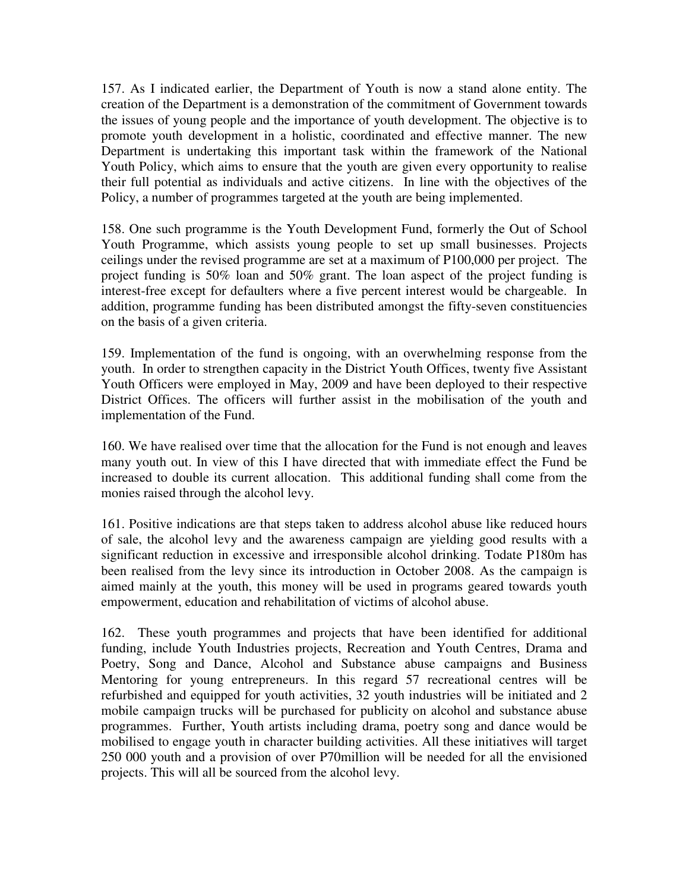157. As I indicated earlier, the Department of Youth is now a stand alone entity. The creation of the Department is a demonstration of the commitment of Government towards the issues of young people and the importance of youth development. The objective is to promote youth development in a holistic, coordinated and effective manner. The new Department is undertaking this important task within the framework of the National Youth Policy, which aims to ensure that the youth are given every opportunity to realise their full potential as individuals and active citizens. In line with the objectives of the Policy, a number of programmes targeted at the youth are being implemented.

158. One such programme is the Youth Development Fund, formerly the Out of School Youth Programme, which assists young people to set up small businesses. Projects ceilings under the revised programme are set at a maximum of P100,000 per project. The project funding is 50% loan and 50% grant. The loan aspect of the project funding is interest-free except for defaulters where a five percent interest would be chargeable. In addition, programme funding has been distributed amongst the fifty-seven constituencies on the basis of a given criteria.

159. Implementation of the fund is ongoing, with an overwhelming response from the youth. In order to strengthen capacity in the District Youth Offices, twenty five Assistant Youth Officers were employed in May, 2009 and have been deployed to their respective District Offices. The officers will further assist in the mobilisation of the youth and implementation of the Fund.

160. We have realised over time that the allocation for the Fund is not enough and leaves many youth out. In view of this I have directed that with immediate effect the Fund be increased to double its current allocation. This additional funding shall come from the monies raised through the alcohol levy.

161. Positive indications are that steps taken to address alcohol abuse like reduced hours of sale, the alcohol levy and the awareness campaign are yielding good results with a significant reduction in excessive and irresponsible alcohol drinking. Todate P180m has been realised from the levy since its introduction in October 2008. As the campaign is aimed mainly at the youth, this money will be used in programs geared towards youth empowerment, education and rehabilitation of victims of alcohol abuse.

162. These youth programmes and projects that have been identified for additional funding, include Youth Industries projects, Recreation and Youth Centres, Drama and Poetry, Song and Dance, Alcohol and Substance abuse campaigns and Business Mentoring for young entrepreneurs. In this regard 57 recreational centres will be refurbished and equipped for youth activities, 32 youth industries will be initiated and 2 mobile campaign trucks will be purchased for publicity on alcohol and substance abuse programmes. Further, Youth artists including drama, poetry song and dance would be mobilised to engage youth in character building activities. All these initiatives will target 250 000 youth and a provision of over P70million will be needed for all the envisioned projects. This will all be sourced from the alcohol levy.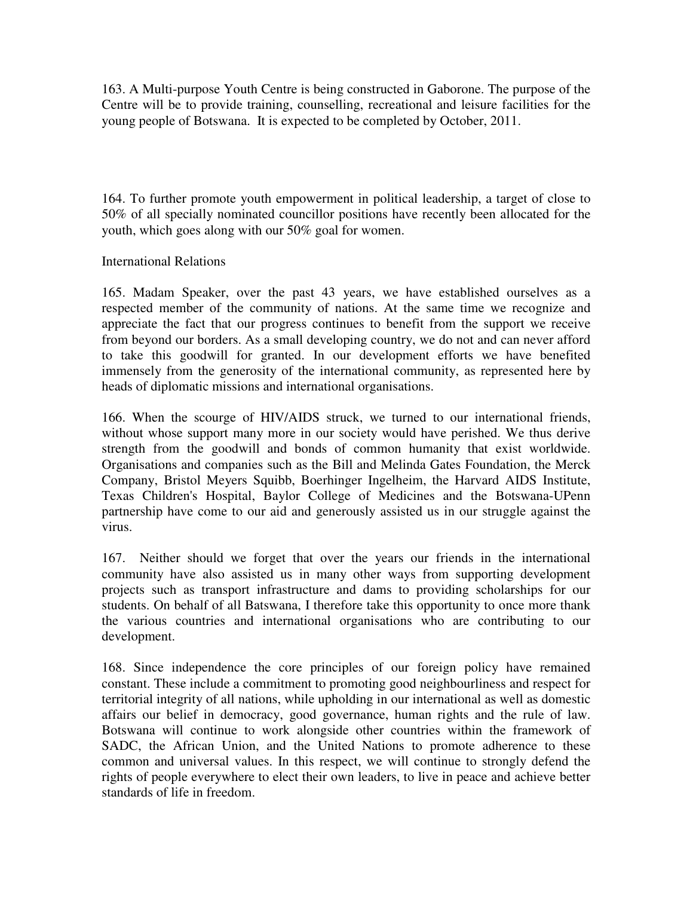163. A Multi-purpose Youth Centre is being constructed in Gaborone. The purpose of the Centre will be to provide training, counselling, recreational and leisure facilities for the young people of Botswana. It is expected to be completed by October, 2011.

164. To further promote youth empowerment in political leadership, a target of close to 50% of all specially nominated councillor positions have recently been allocated for the youth, which goes along with our 50% goal for women.

International Relations

165. Madam Speaker, over the past 43 years, we have established ourselves as a respected member of the community of nations. At the same time we recognize and appreciate the fact that our progress continues to benefit from the support we receive from beyond our borders. As a small developing country, we do not and can never afford to take this goodwill for granted. In our development efforts we have benefited immensely from the generosity of the international community, as represented here by heads of diplomatic missions and international organisations.

166. When the scourge of HIV/AIDS struck, we turned to our international friends, without whose support many more in our society would have perished. We thus derive strength from the goodwill and bonds of common humanity that exist worldwide. Organisations and companies such as the Bill and Melinda Gates Foundation, the Merck Company, Bristol Meyers Squibb, Boerhinger Ingelheim, the Harvard AIDS Institute, Texas Children's Hospital, Baylor College of Medicines and the Botswana-UPenn partnership have come to our aid and generously assisted us in our struggle against the virus.

167. Neither should we forget that over the years our friends in the international community have also assisted us in many other ways from supporting development projects such as transport infrastructure and dams to providing scholarships for our students. On behalf of all Batswana, I therefore take this opportunity to once more thank the various countries and international organisations who are contributing to our development.

168. Since independence the core principles of our foreign policy have remained constant. These include a commitment to promoting good neighbourliness and respect for territorial integrity of all nations, while upholding in our international as well as domestic affairs our belief in democracy, good governance, human rights and the rule of law. Botswana will continue to work alongside other countries within the framework of SADC, the African Union, and the United Nations to promote adherence to these common and universal values. In this respect, we will continue to strongly defend the rights of people everywhere to elect their own leaders, to live in peace and achieve better standards of life in freedom.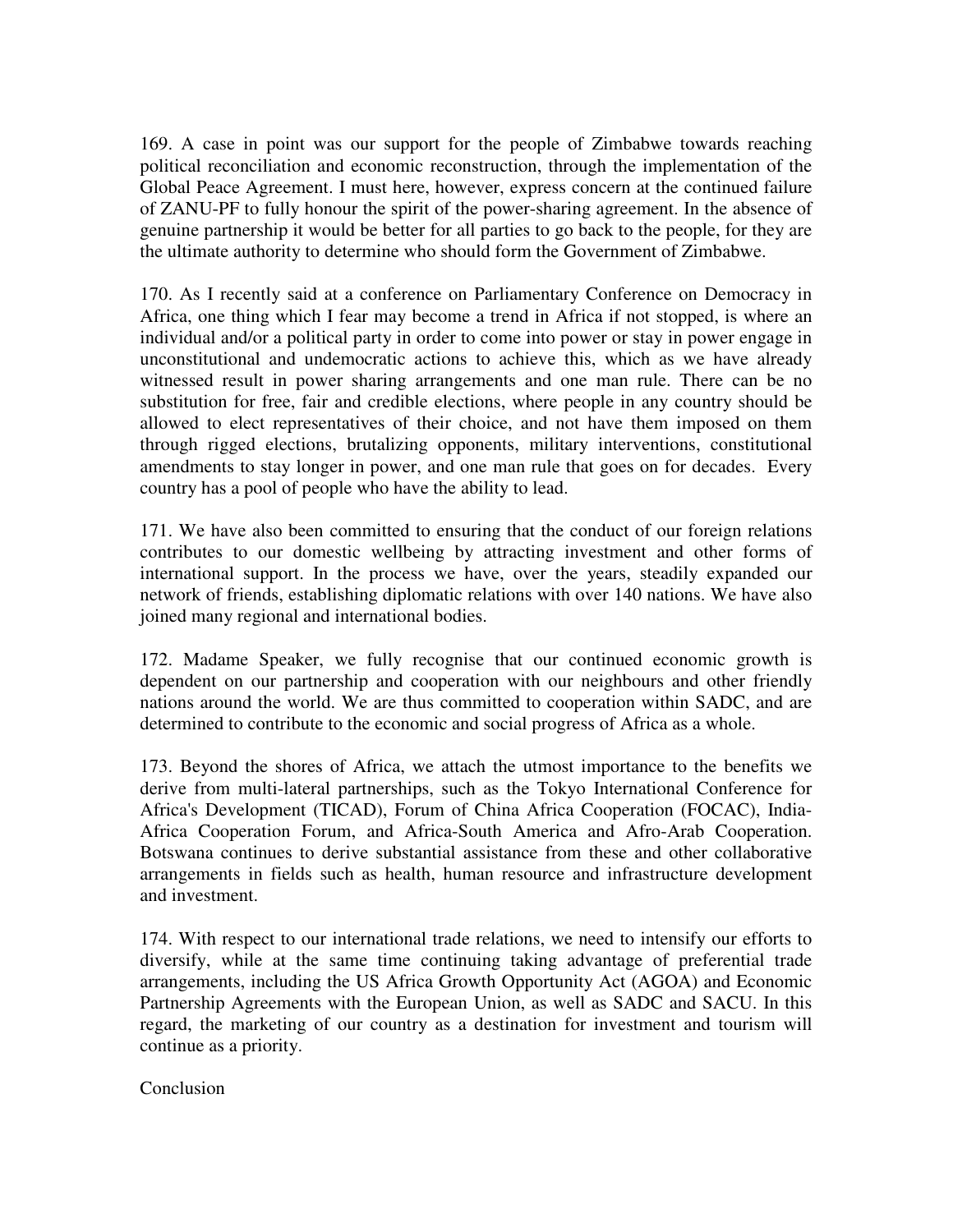169. A case in point was our support for the people of Zimbabwe towards reaching political reconciliation and economic reconstruction, through the implementation of the Global Peace Agreement. I must here, however, express concern at the continued failure of ZANU-PF to fully honour the spirit of the power-sharing agreement. In the absence of genuine partnership it would be better for all parties to go back to the people, for they are the ultimate authority to determine who should form the Government of Zimbabwe.

170. As I recently said at a conference on Parliamentary Conference on Democracy in Africa, one thing which I fear may become a trend in Africa if not stopped, is where an individual and/or a political party in order to come into power or stay in power engage in unconstitutional and undemocratic actions to achieve this, which as we have already witnessed result in power sharing arrangements and one man rule. There can be no substitution for free, fair and credible elections, where people in any country should be allowed to elect representatives of their choice, and not have them imposed on them through rigged elections, brutalizing opponents, military interventions, constitutional amendments to stay longer in power, and one man rule that goes on for decades. Every country has a pool of people who have the ability to lead.

171. We have also been committed to ensuring that the conduct of our foreign relations contributes to our domestic wellbeing by attracting investment and other forms of international support. In the process we have, over the years, steadily expanded our network of friends, establishing diplomatic relations with over 140 nations. We have also joined many regional and international bodies.

172. Madame Speaker, we fully recognise that our continued economic growth is dependent on our partnership and cooperation with our neighbours and other friendly nations around the world. We are thus committed to cooperation within SADC, and are determined to contribute to the economic and social progress of Africa as a whole.

173. Beyond the shores of Africa, we attach the utmost importance to the benefits we derive from multi-lateral partnerships, such as the Tokyo International Conference for Africa's Development (TICAD), Forum of China Africa Cooperation (FOCAC), India-Africa Cooperation Forum, and Africa-South America and Afro-Arab Cooperation. Botswana continues to derive substantial assistance from these and other collaborative arrangements in fields such as health, human resource and infrastructure development and investment.

174. With respect to our international trade relations, we need to intensify our efforts to diversify, while at the same time continuing taking advantage of preferential trade arrangements, including the US Africa Growth Opportunity Act (AGOA) and Economic Partnership Agreements with the European Union, as well as SADC and SACU. In this regard, the marketing of our country as a destination for investment and tourism will continue as a priority.

## Conclusion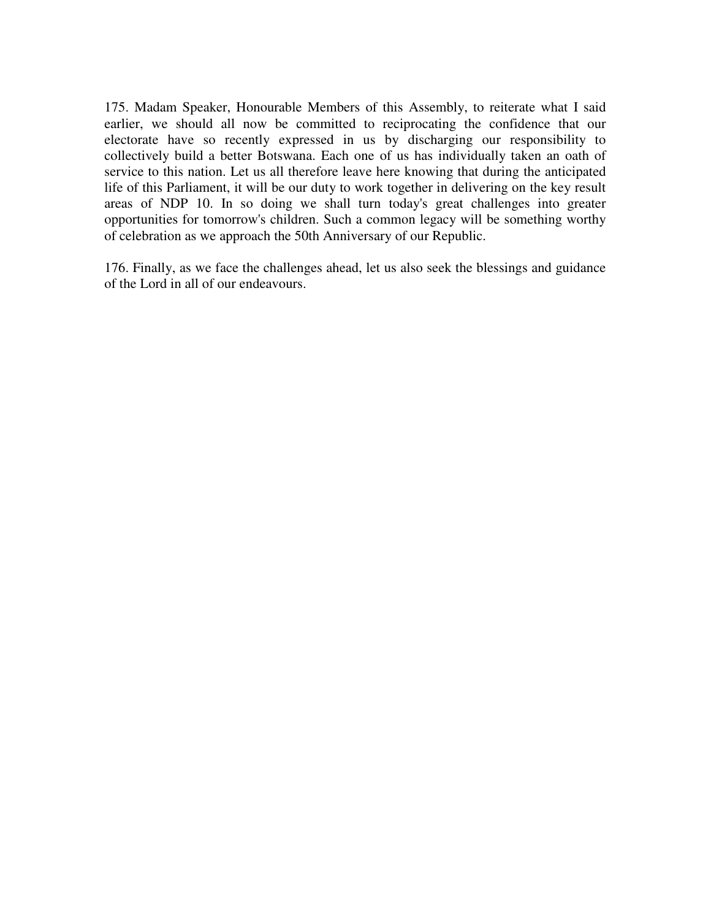175. Madam Speaker, Honourable Members of this Assembly, to reiterate what I said earlier, we should all now be committed to reciprocating the confidence that our electorate have so recently expressed in us by discharging our responsibility to collectively build a better Botswana. Each one of us has individually taken an oath of service to this nation. Let us all therefore leave here knowing that during the anticipated life of this Parliament, it will be our duty to work together in delivering on the key result areas of NDP 10. In so doing we shall turn today's great challenges into greater opportunities for tomorrow's children. Such a common legacy will be something worthy of celebration as we approach the 50th Anniversary of our Republic.

176. Finally, as we face the challenges ahead, let us also seek the blessings and guidance of the Lord in all of our endeavours.